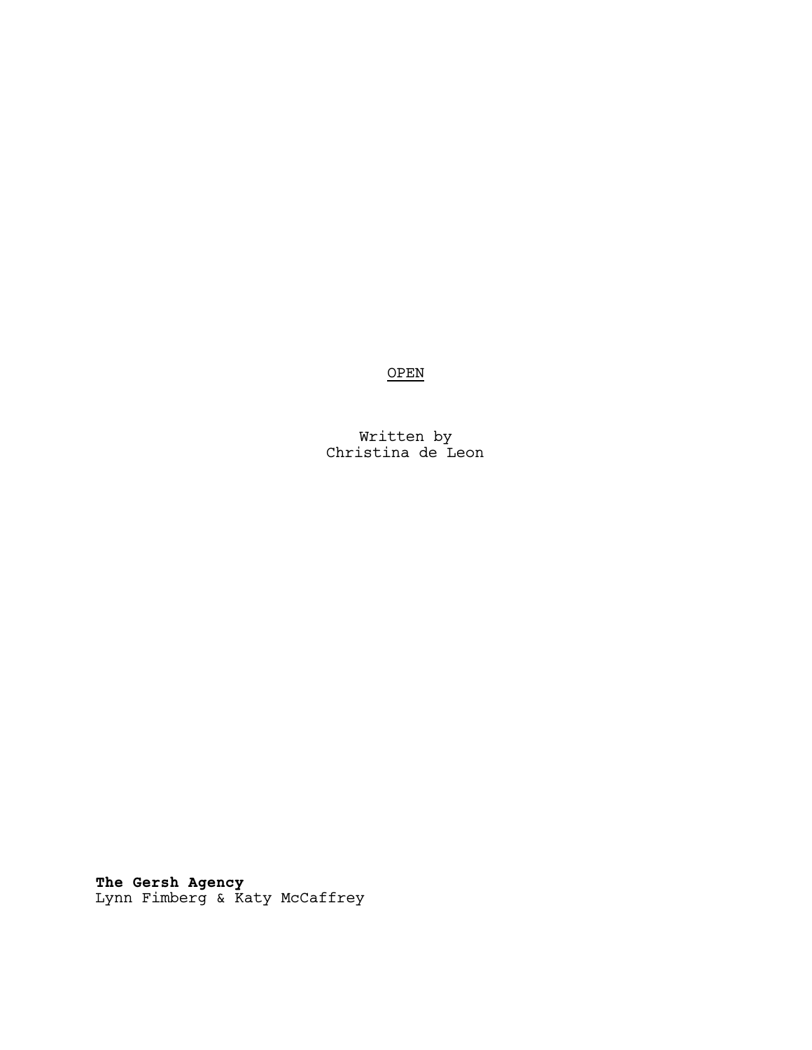<u>OPEN</u>

Written by
Christina de Leon

**The Gersh Agency**
Lynn Fimberg & Katy McCaffrey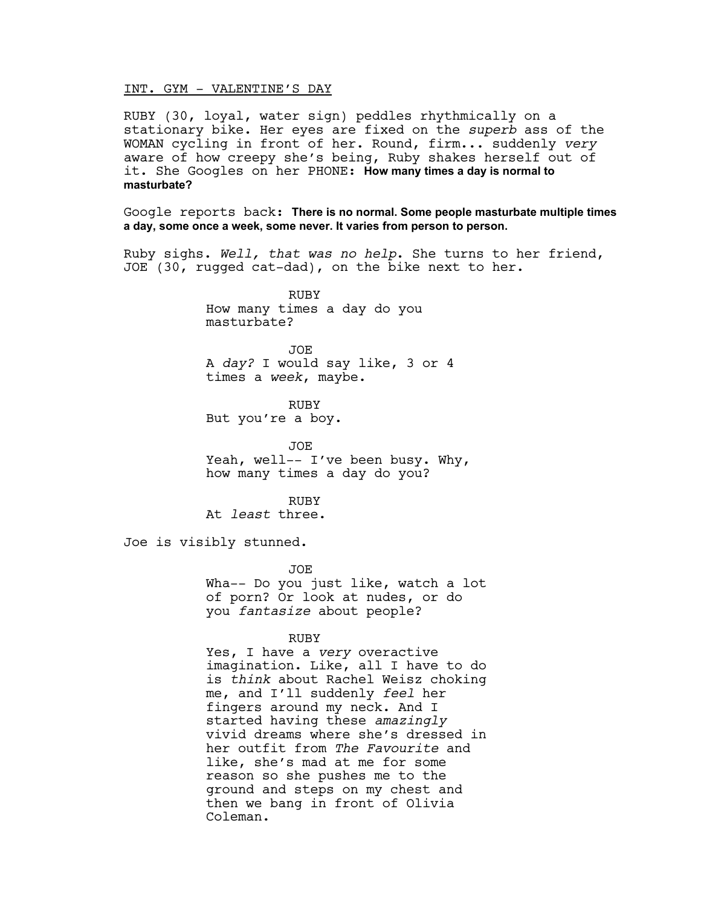INT. GYM - VALENTINE'S DAY

RUBY (30, loyal, water sign) peddles rhythmically on a stationary bike. Her eyes are fixed on the *superb* ass of the WOMAN cycling in front of her. Round, firm... suddenly *very* aware of how creepy she's being, Ruby shakes herself out of it. She Googles on her PHONE: **How many times a day is normal to masturbate?**

Google reports back: **There is no normal. Some people masturbate multiple times a day, some once a week, some never. It varies from person to person.**

Ruby sighs. *Well, that was no help*. She turns to her friend, JOE (30, rugged cat-dad), on the bike next to her.

RUBY
How many times a day do you masturbate?

JOE
A *day?* I would say like, 3 or 4 times a *week*, maybe.

RUBY
But you're a boy.

JOE
Yeah, well-- I've been busy. Why, how many times a day do you?

RUBY
At *least* three.

Joe is visibly stunned.

JOE
Wha-- Do you just like, watch a lot of porn? Or look at nudes, or do you *fantasize* about people?

RUBY
Yes, I have a *very* overactive imagination. Like, all I have to do is *think* about Rachel Weisz choking me, and I'll suddenly *feel* her fingers around my neck. And I started having these *amazingly* vivid dreams where she's dressed in her outfit from *The Favourite* and like, she's mad at me for some reason so she pushes me to the ground and steps on my chest and then we bang in front of Olivia Coleman.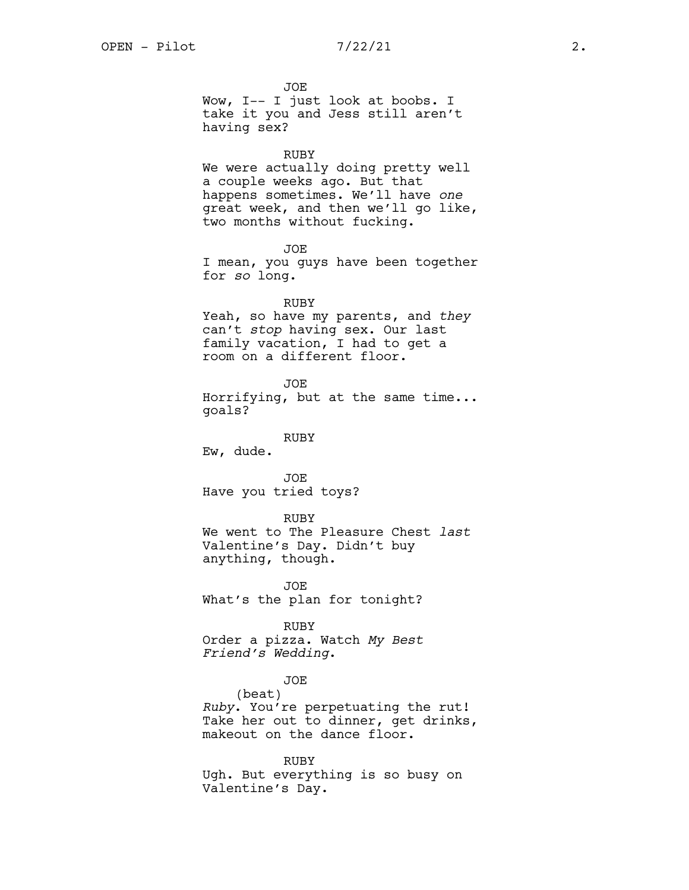JOE
Wow, I-- I just look at boobs. I take it you and Jess still aren't having sex?

RUBY
We were actually doing pretty well a couple weeks ago. But that happens sometimes. We'll have *one* great week, and then we'll go like, two months without fucking.

JOE
I mean, you guys have been together for *so* long.

RUBY
Yeah, so have my parents, and *they* can't *stop* having sex. Our last family vacation, I had to get a room on a different floor.

JOE
Horrifying, but at the same time... goals?

RUBY
Ew, dude.

JOE
Have you tried toys?

RUBY
We went to The Pleasure Chest *last* Valentine's Day. Didn't buy anything, though.

JOE
What's the plan for tonight?

RUBY
Order a pizza. Watch *My Best Friend's Wedding*.

JOE
(beat)
*Ruby*. You're perpetuating the rut! Take her out to dinner, get drinks, makeout on the dance floor.

RUBY
Ugh. But everything is so busy on Valentine's Day.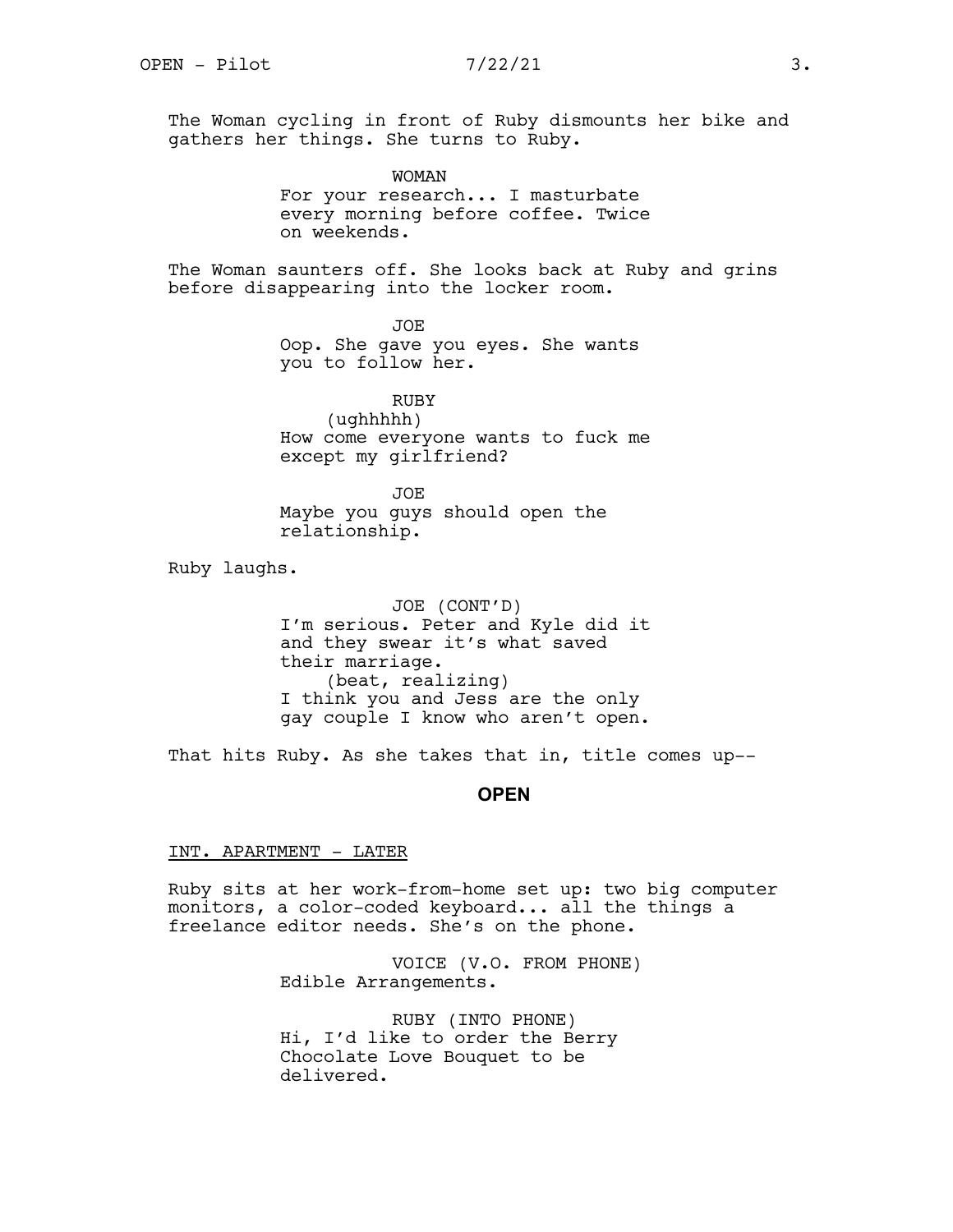The Woman cycling in front of Ruby dismounts her bike and gathers her things. She turns to Ruby.

WOMAN
For your research... I masturbate every morning before coffee. Twice on weekends.

The Woman saunters off. She looks back at Ruby and grins before disappearing into the locker room.

JOE
Oop. She gave you eyes. She wants you to follow her.

RUBY
(ughhhhh)
How come everyone wants to fuck me except my girlfriend?

JOE
Maybe you guys should open the relationship.

Ruby laughs.

JOE (CONT'D)
I'm serious. Peter and Kyle did it and they swear it's what saved their marriage.
(beat, realizing)
I think you and Jess are the only gay couple I know who aren't open.

That hits Ruby. As she takes that in, title comes up--

**OPEN**

INT. APARTMENT - LATER

Ruby sits at her work-from-home set up: two big computer monitors, a color-coded keyboard... all the things a freelance editor needs. She's on the phone.

VOICE (V.O. FROM PHONE)
Edible Arrangements.

RUBY (INTO PHONE)
Hi, I'd like to order the Berry Chocolate Love Bouquet to be delivered.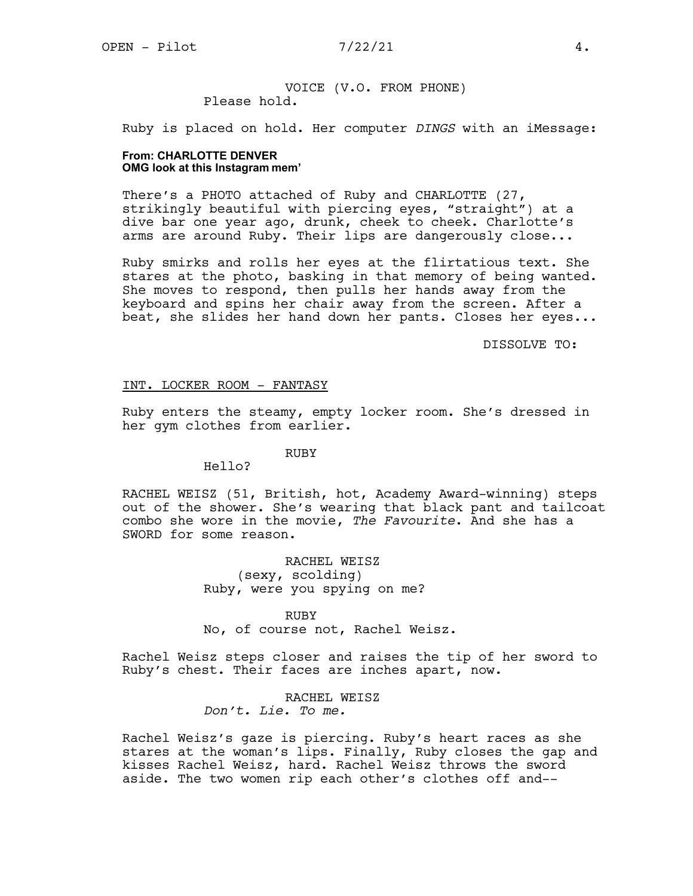VOICE (V.O. FROM PHONE)
Please hold.

Ruby is placed on hold. Her computer *DINGS* with an iMessage:

**From: CHARLOTTE DENVER**
**OMG look at this Instagram mem'**

There's a PHOTO attached of Ruby and CHARLOTTE (27, strikingly beautiful with piercing eyes, "straight") at a dive bar one year ago, drunk, cheek to cheek. Charlotte's arms are around Ruby. Their lips are dangerously close...

Ruby smirks and rolls her eyes at the flirtatious text. She stares at the photo, basking in that memory of being wanted. She moves to respond, then pulls her hands away from the keyboard and spins her chair away from the screen. After a beat, she slides her hand down her pants. Closes her eyes...

DISSOLVE TO:

INT. LOCKER ROOM - FANTASY

Ruby enters the steamy, empty locker room. She's dressed in her gym clothes from earlier.

RUBY
Hello?

RACHEL WEISZ (51, British, hot, Academy Award-winning) steps out of the shower. She's wearing that black pant and tailcoat combo she wore in the movie, *The Favourite*. And she has a SWORD for some reason.

RACHEL WEISZ
(sexy, scolding)
Ruby, were you spying on me?

RUBY
No, of course not, Rachel Weisz.

Rachel Weisz steps closer and raises the tip of her sword to Ruby's chest. Their faces are inches apart, now.

RACHEL WEISZ
*Don't. Lie. To me.*

Rachel Weisz's gaze is piercing. Ruby's heart races as she stares at the woman's lips. Finally, Ruby closes the gap and kisses Rachel Weisz, hard. Rachel Weisz throws the sword aside. The two women rip each other's clothes off and--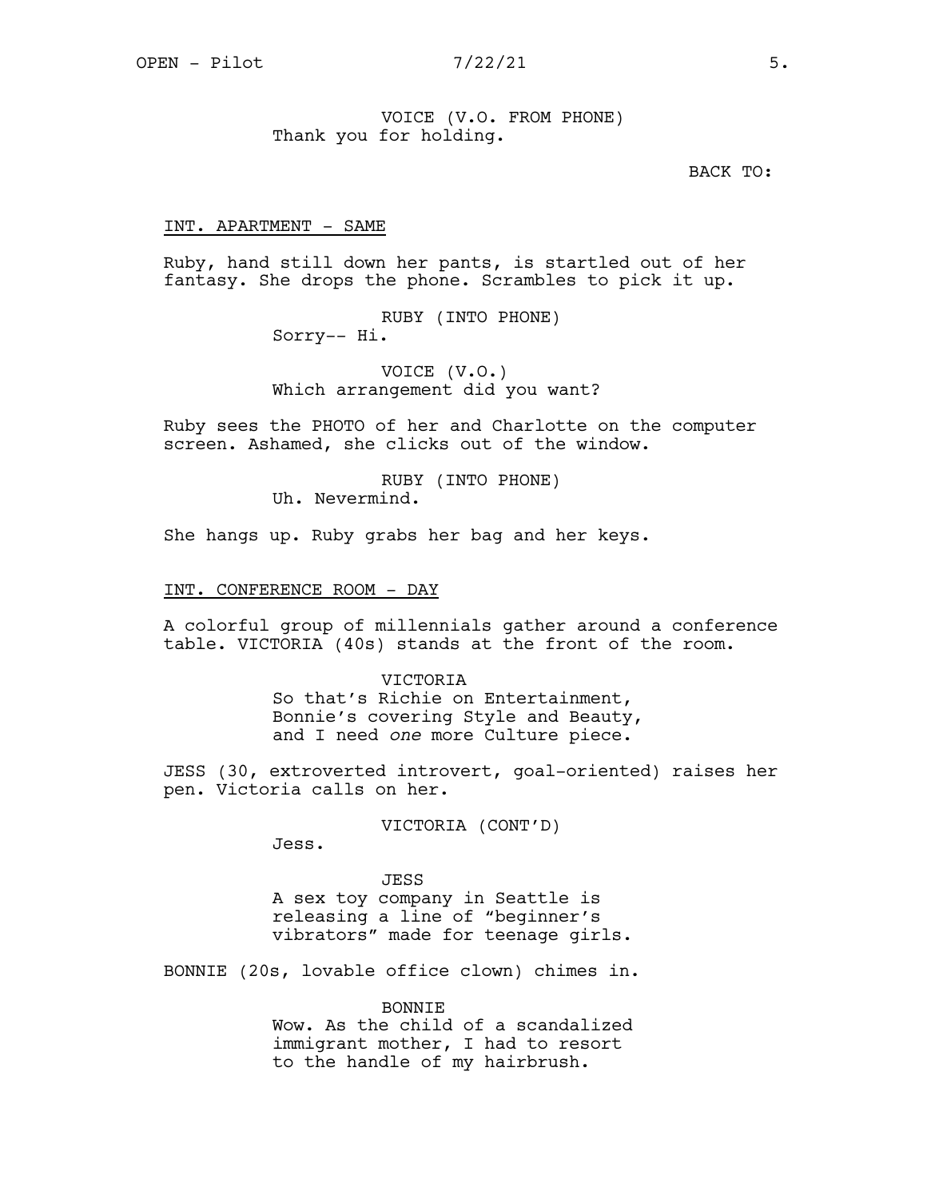VOICE (V.O. FROM PHONE)
Thank you for holding.

BACK TO:

INT. APARTMENT - SAME

Ruby, hand still down her pants, is startled out of her fantasy. She drops the phone. Scrambles to pick it up.

RUBY (INTO PHONE)
Sorry-- Hi.

VOICE (V.O.)
Which arrangement did you want?

Ruby sees the PHOTO of her and Charlotte on the computer screen. Ashamed, she clicks out of the window.

RUBY (INTO PHONE)
Uh. Nevermind.

She hangs up. Ruby grabs her bag and her keys.

INT. CONFERENCE ROOM - DAY

A colorful group of millennials gather around a conference table. VICTORIA (40s) stands at the front of the room.

VICTORIA
So that's Richie on Entertainment, Bonnie's covering Style and Beauty, and I need *one* more Culture piece.

JESS (30, extroverted introvert, goal-oriented) raises her pen. Victoria calls on her.

VICTORIA (CONT'D)
Jess.

JESS
A sex toy company in Seattle is releasing a line of "beginner's vibrators" made for teenage girls.

BONNIE (20s, lovable office clown) chimes in.

BONNIE
Wow. As the child of a scandalized immigrant mother, I had to resort to the handle of my hairbrush.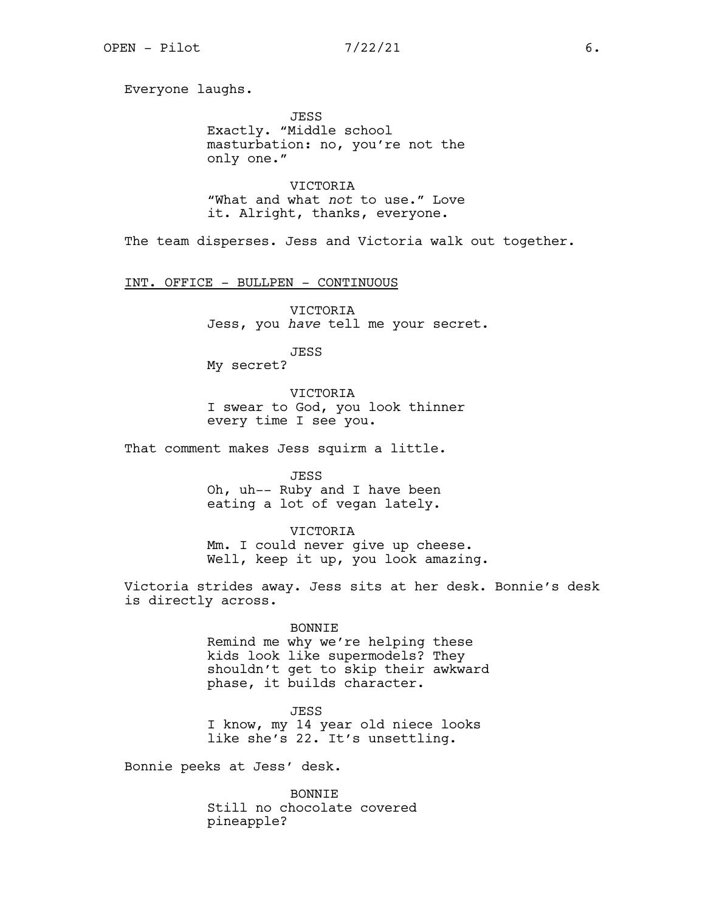Everyone laughs.

JESS
Exactly. “Middle school masturbation: no, you’re not the only one.”

VICTORIA
“What and what *not* to use.” Love it. Alright, thanks, everyone.

The team disperses. Jess and Victoria walk out together.

INT. OFFICE - BULLPEN - CONTINUOUS

VICTORIA
Jess, you *have* tell me your secret.

JESS
My secret?

VICTORIA
I swear to God, you look thinner every time I see you.

That comment makes Jess squirm a little.

JESS
Oh, uh-- Ruby and I have been eating a lot of vegan lately.

VICTORIA
Mm. I could never give up cheese. Well, keep it up, you look amazing.

Victoria strides away. Jess sits at her desk. Bonnie’s desk is directly across.

BONNIE
Remind me why we’re helping these kids look like supermodels? They shouldn’t get to skip their awkward phase, it builds character.

JESS
I know, my 14 year old niece looks like she’s 22. It’s unsettling.

Bonnie peeks at Jess’ desk.

BONNIE
Still no chocolate covered pineapple?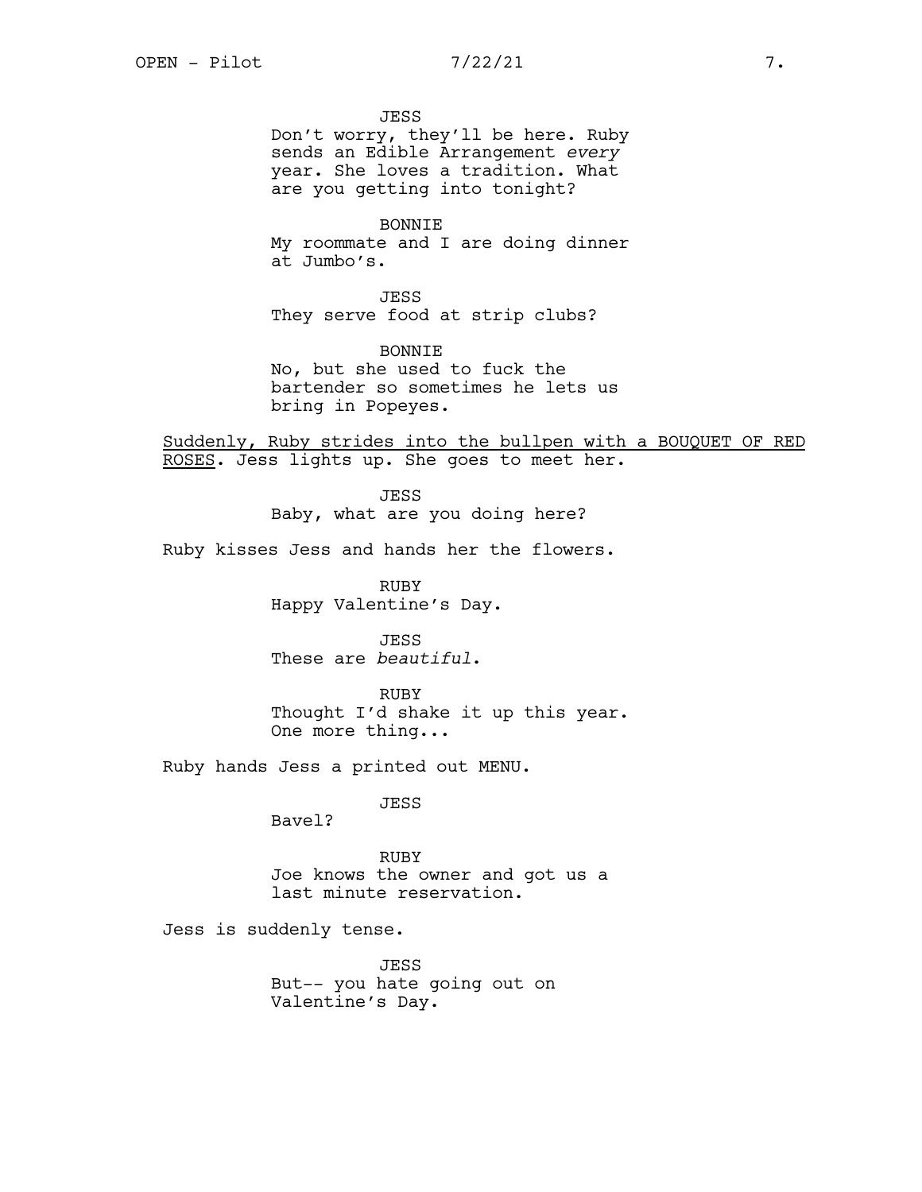JESS
Don't worry, they'll be here. Ruby sends an Edible Arrangement *every* year. She loves a tradition. What are you getting into tonight?

BONNIE
My roommate and I are doing dinner at Jumbo's.

JESS
They serve food at strip clubs?

BONNIE
No, but she used to fuck the bartender so sometimes he lets us bring in Popeyes.

<u>Suddenly, Ruby strides into the bullpen with a BOUQUET OF RED ROSES</u>. Jess lights up. She goes to meet her.

JESS
Baby, what are you doing here?

Ruby kisses Jess and hands her the flowers.

RUBY
Happy Valentine's Day.

JESS
These are *beautiful*.

RUBY
Thought I'd shake it up this year. One more thing...

Ruby hands Jess a printed out MENU.

JESS
Bavel?

RUBY
Joe knows the owner and got us a last minute reservation.

Jess is suddenly tense.

JESS
But-- you hate going out on Valentine's Day.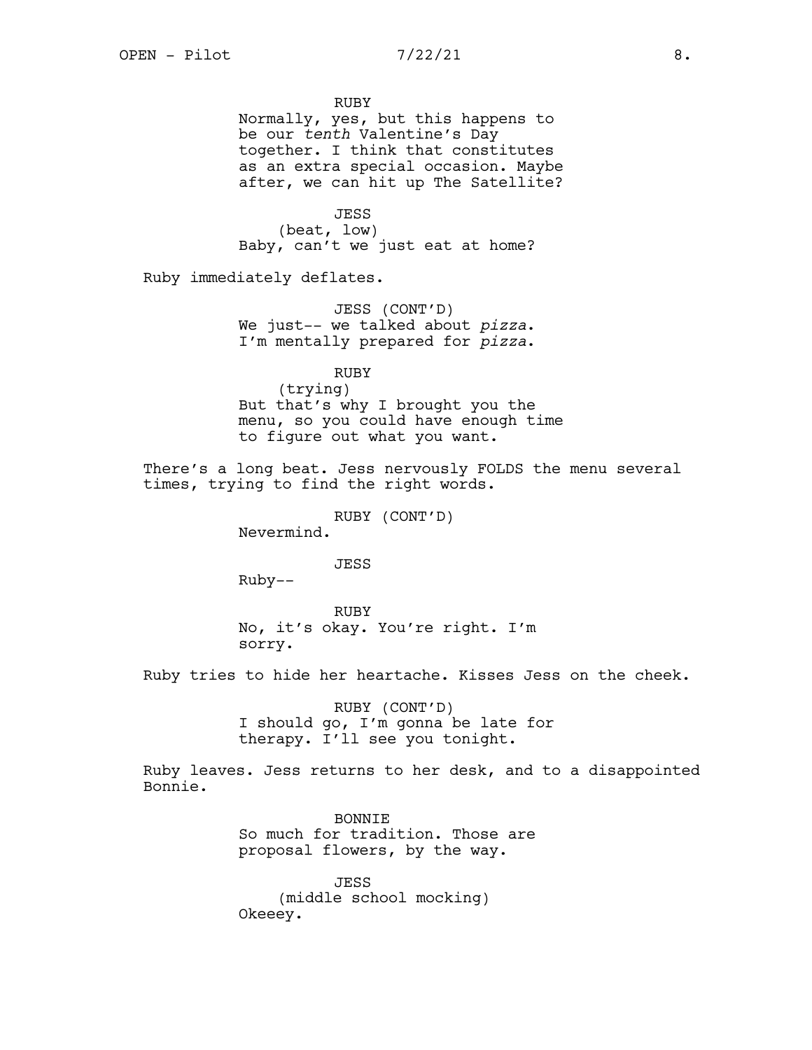RUBY
Normally, yes, but this happens to be our *tenth* Valentine's Day together. I think that constitutes as an extra special occasion. Maybe after, we can hit up The Satellite?

JESS
(beat, low)
Baby, can't we just eat at home?

Ruby immediately deflates.

JESS (CONT'D)
We just-- we talked about *pizza*. I'm mentally prepared for *pizza*.

RUBY
(trying)
But that's why I brought you the menu, so you could have enough time to figure out what you want.

There's a long beat. Jess nervously FOLDS the menu several times, trying to find the right words.

RUBY (CONT'D)
Nevermind.

JESS
Ruby--

RUBY
No, it's okay. You're right. I'm sorry.

Ruby tries to hide her heartache. Kisses Jess on the cheek.

RUBY (CONT'D)
I should go, I'm gonna be late for therapy. I'll see you tonight.

Ruby leaves. Jess returns to her desk, and to a disappointed Bonnie.

BONNIE
So much for tradition. Those are proposal flowers, by the way.

JESS
(middle school mocking)
Okeeey.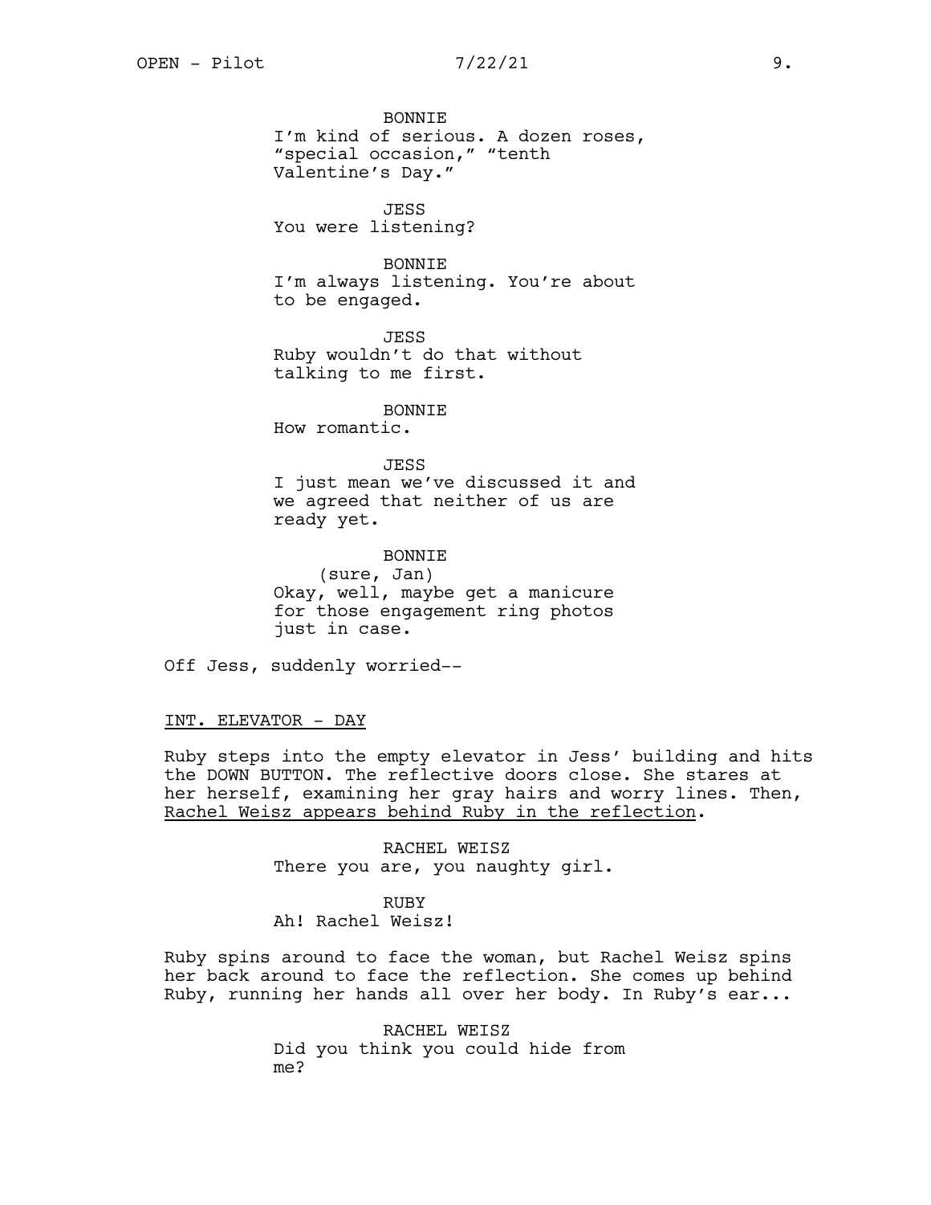BONNIE
I'm kind of serious. A dozen roses, "special occasion," "tenth Valentine's Day."

JESS
You were listening?

BONNIE
I'm always listening. You're about to be engaged.

JESS
Ruby wouldn't do that without talking to me first.

BONNIE
How romantic.

JESS
I just mean we've discussed it and we agreed that neither of us are ready yet.

BONNIE
(sure, Jan)
Okay, well, maybe get a manicure for those engagement ring photos just in case.

Off Jess, suddenly worried--

INT. ELEVATOR - DAY

Ruby steps into the empty elevator in Jess' building and hits the DOWN BUTTON. The reflective doors close. She stares at her herself, examining her gray hairs and worry lines. Then, Rachel Weisz appears behind Ruby in the reflection.

RACHEL WEISZ
There you are, you naughty girl.

RUBY
Ah! Rachel Weisz!

Ruby spins around to face the woman, but Rachel Weisz spins her back around to face the reflection. She comes up behind Ruby, running her hands all over her body. In Ruby's ear...

RACHEL WEISZ
Did you think you could hide from me?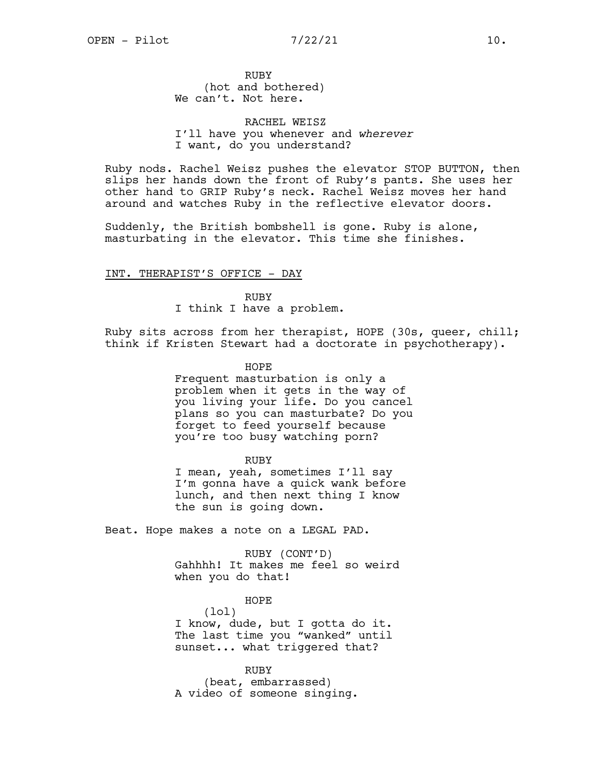RUBY
(hot and bothered)
We can't. Not here.

RACHEL WEISZ
I'll have you whenever and *wherever* I want, do you understand?

Ruby nods. Rachel Weisz pushes the elevator STOP BUTTON, then slips her hands down the front of Ruby's pants. She uses her other hand to GRIP Ruby's neck. Rachel Weisz moves her hand around and watches Ruby in the reflective elevator doors.

Suddenly, the British bombshell is gone. Ruby is alone, masturbating in the elevator. This time she finishes.

INT. THERAPIST'S OFFICE - DAY

RUBY
I think I have a problem.

Ruby sits across from her therapist, HOPE (30s, queer, chill; think if Kristen Stewart had a doctorate in psychotherapy).

HOPE
Frequent masturbation is only a problem when it gets in the way of you living your life. Do you cancel plans so you can masturbate? Do you forget to feed yourself because you're too busy watching porn?

RUBY
I mean, yeah, sometimes I'll say I'm gonna have a quick wank before lunch, and then next thing I know the sun is going down.

Beat. Hope makes a note on a LEGAL PAD.

RUBY (CONT'D)
Gahhhh! It makes me feel so weird when you do that!

HOPE
(lol)
I know, dude, but I gotta do it. The last time you "wanked" until sunset... what triggered that?

RUBY
(beat, embarrassed)
A video of someone singing.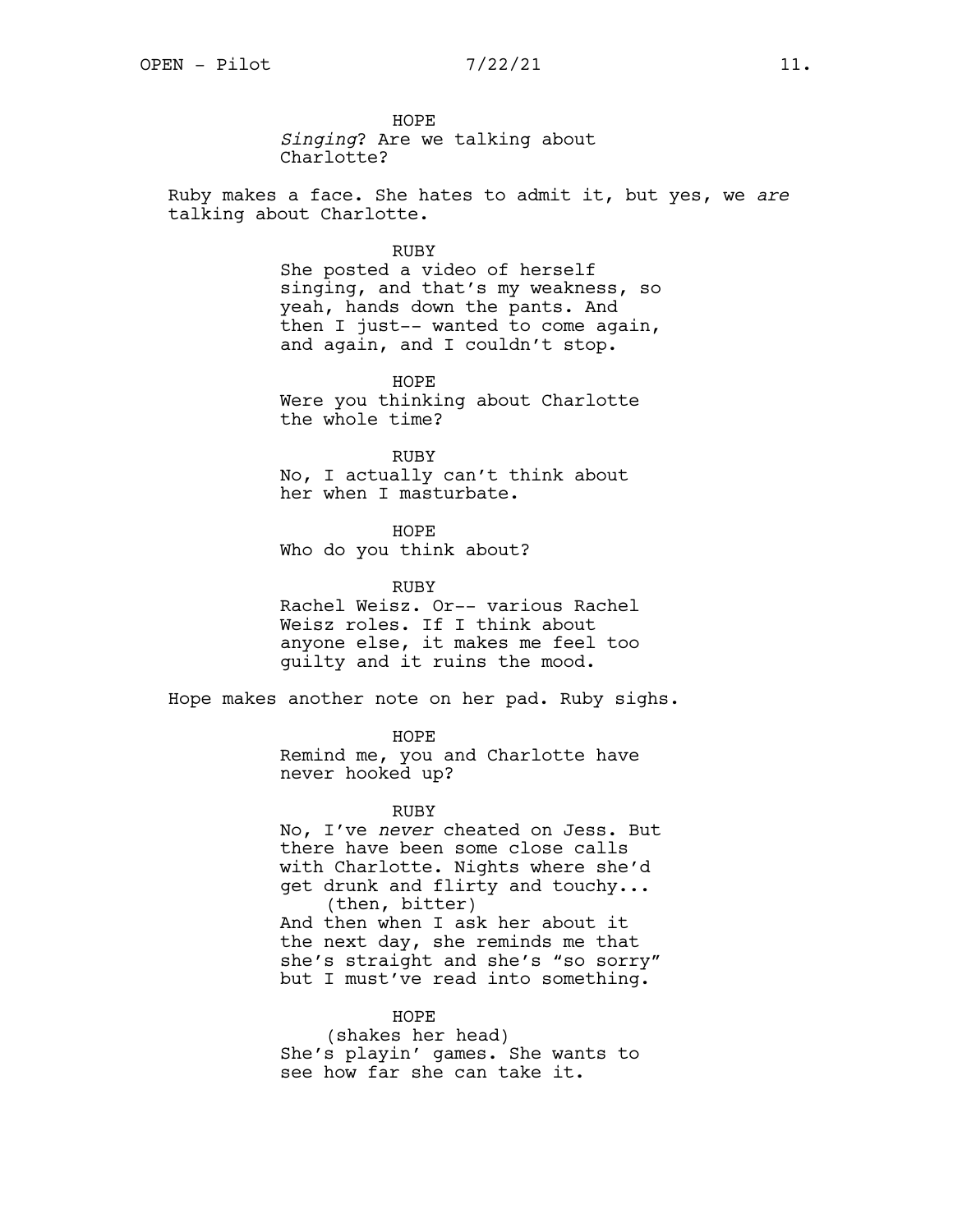HOPE
*Singing*? Are we talking about Charlotte?

Ruby makes a face. She hates to admit it, but yes, we *are* talking about Charlotte.

RUBY
She posted a video of herself singing, and that's my weakness, so yeah, hands down the pants. And then I just-- wanted to come again, and again, and I couldn't stop.

HOPE
Were you thinking about Charlotte the whole time?

RUBY
No, I actually can't think about her when I masturbate.

HOPE
Who do you think about?

RUBY
Rachel Weisz. Or-- various Rachel Weisz roles. If I think about anyone else, it makes me feel too guilty and it ruins the mood.

Hope makes another note on her pad. Ruby sighs.

HOPE
Remind me, you and Charlotte have never hooked up?

RUBY
No, I've *never* cheated on Jess. But there have been some close calls with Charlotte. Nights where she'd get drunk and flirty and touchy...
(then, bitter)
And then when I ask her about it the next day, she reminds me that she's straight and she's "so sorry" but I must've read into something.

HOPE
(shakes her head)
She's playin' games. She wants to see how far she can take it.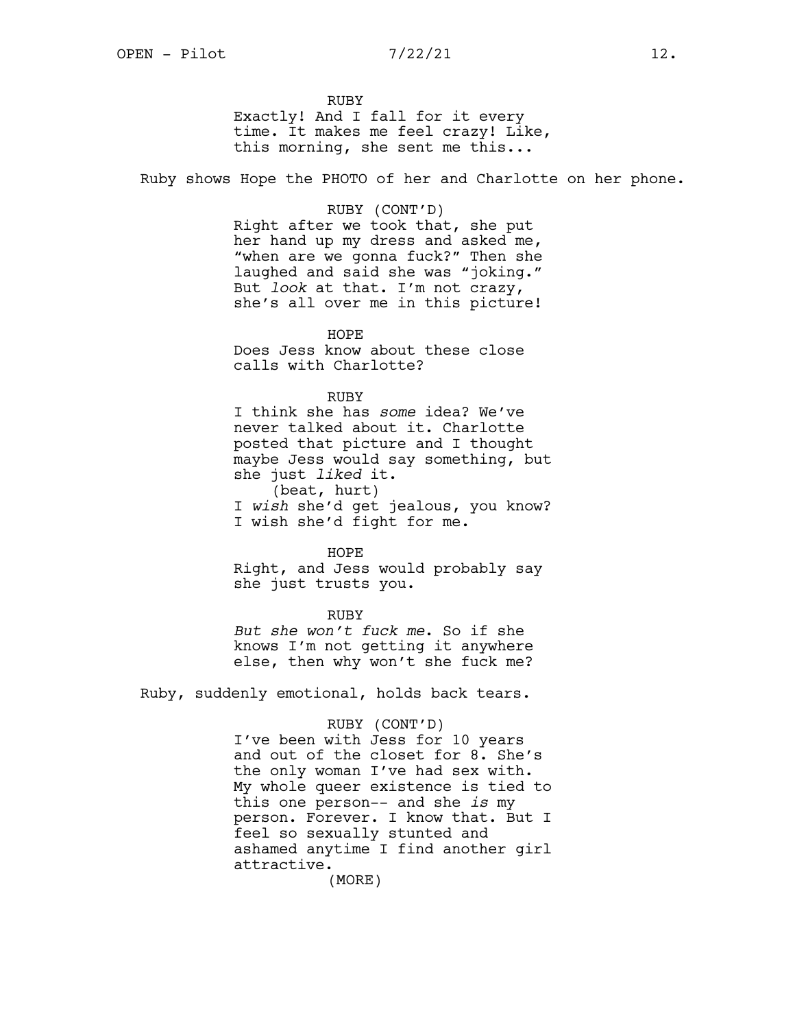RUBY

Exactly! And I fall for it every time. It makes me feel crazy! Like, this morning, she sent me this...

Ruby shows Hope the PHOTO of her and Charlotte on her phone.

RUBY (CONT'D)

Right after we took that, she put her hand up my dress and asked me, "when are we gonna fuck?" Then she laughed and said she was "joking." But *look* at that. I'm not crazy, she's all over me in this picture!

HOPE

Does Jess know about these close calls with Charlotte?

RUBY

I think she has *some* idea? We've never talked about it. Charlotte posted that picture and I thought maybe Jess would say something, but she just *liked* it.

(beat, hurt)

I *wish* she'd get jealous, you know? I wish she'd fight for me.

HOPE

Right, and Jess would probably say she just trusts you.

RUBY

*But she won't fuck me*. So if she knows I'm not getting it anywhere else, then why won't she fuck me?

Ruby, suddenly emotional, holds back tears.

RUBY (CONT'D)

I've been with Jess for 10 years and out of the closet for 8. She's the only woman I've had sex with. My whole queer existence is tied to this one person-- and she *is* my person. Forever. I know that. But I feel so sexually stunted and ashamed anytime I find another girl attractive.

(MORE)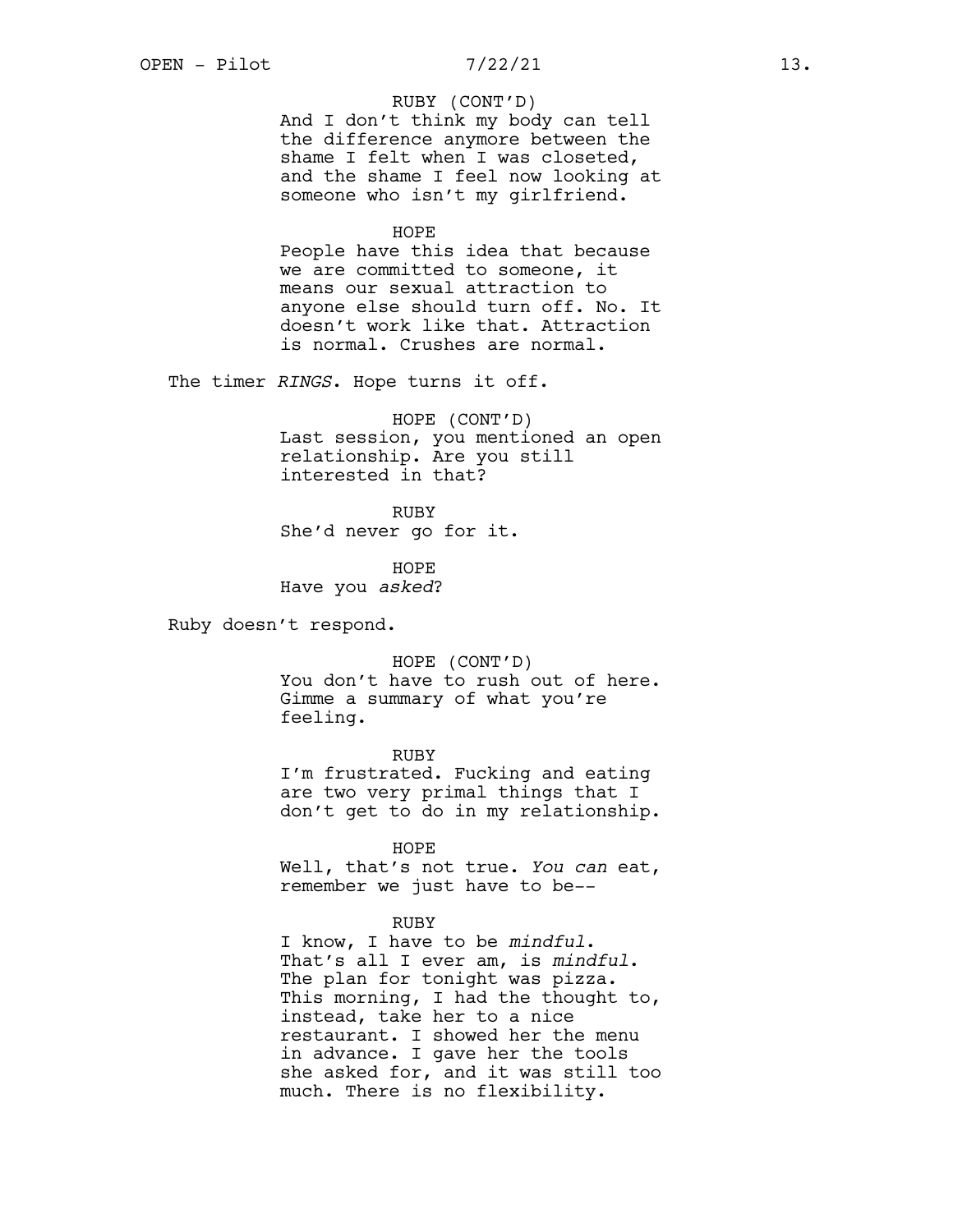RUBY (CONT'D)
And I don't think my body can tell the difference anymore between the shame I felt when I was closeted, and the shame I feel now looking at someone who isn't my girlfriend.

HOPE
People have this idea that because we are committed to someone, it means our sexual attraction to anyone else should turn off. No. It doesn't work like that. Attraction is normal. Crushes are normal.

The timer *RINGS*. Hope turns it off.

HOPE (CONT'D)
Last session, you mentioned an open relationship. Are you still interested in that?

RUBY
She'd never go for it.

HOPE
Have you *asked*?

Ruby doesn't respond.

HOPE (CONT'D)
You don't have to rush out of here. Gimme a summary of what you're feeling.

RUBY
I'm frustrated. Fucking and eating are two very primal things that I don't get to do in my relationship.

HOPE
Well, that's not true. *You can* eat, remember we just have to be--

RUBY
I know, I have to be *mindful*. That's all I ever am, is *mindful*. The plan for tonight was pizza. This morning, I had the thought to, instead, take her to a nice restaurant. I showed her the menu in advance. I gave her the tools she asked for, and it was still too much. There is no flexibility.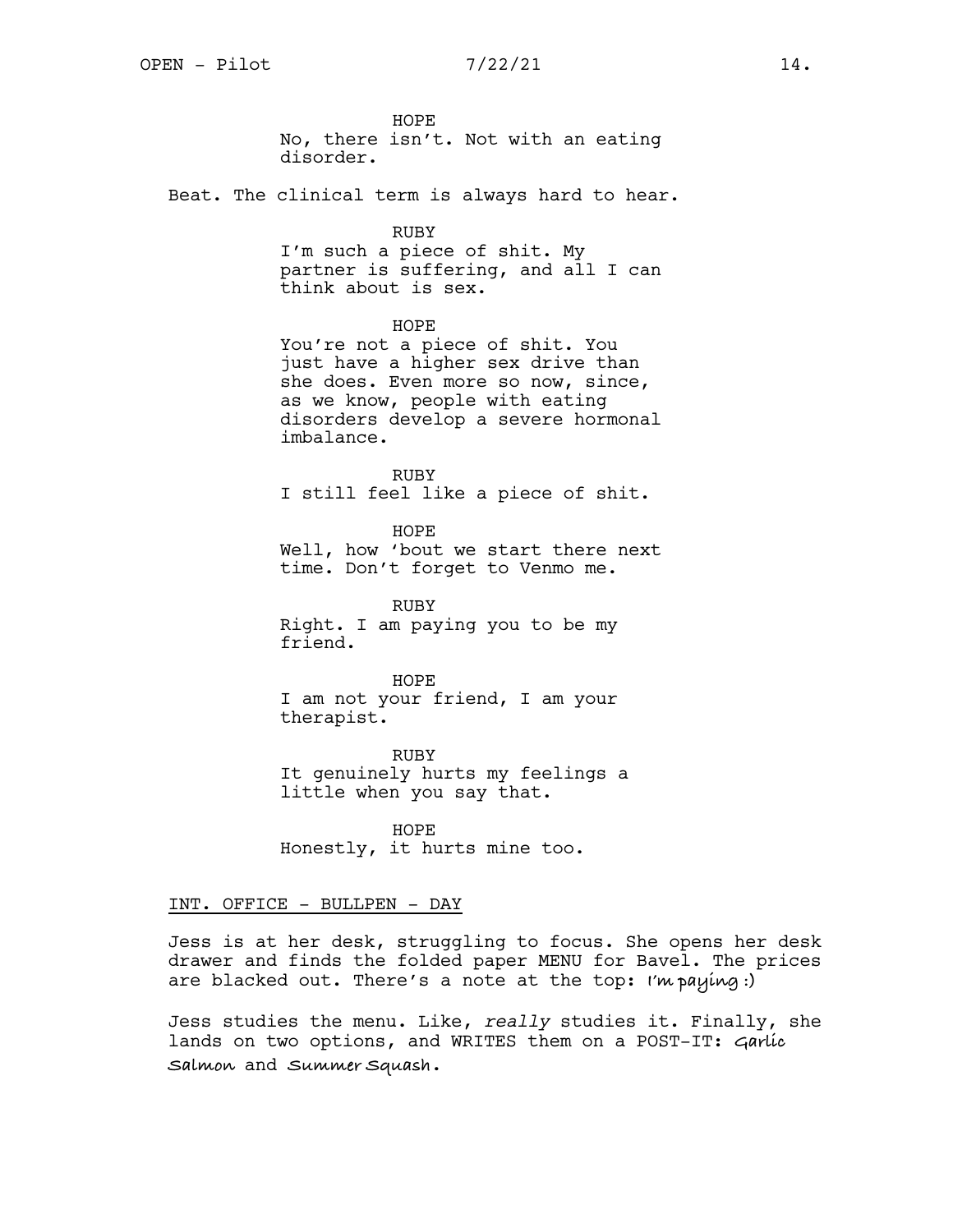HOPE
No, there isn't. Not with an eating disorder.

Beat. The clinical term is always hard to hear.

RUBY
I'm such a piece of shit. My partner is suffering, and all I can think about is sex.

HOPE
You're not a piece of shit. You just have a higher sex drive than she does. Even more so now, since, as we know, people with eating disorders develop a severe hormonal imbalance.

RUBY
I still feel like a piece of shit.

HOPE
Well, how 'bout we start there next time. Don't forget to Venmo me.

RUBY
Right. I am paying you to be my friend.

HOPE
I am not your friend, I am your therapist.

RUBY
It genuinely hurts my feelings a little when you say that.

HOPE
Honestly, it hurts mine too.

INT. OFFICE - BULLPEN - DAY

Jess is at her desk, struggling to focus. She opens her desk drawer and finds the folded paper MENU for Bavel. The prices are blacked out. There's a note at the top: I'm paying :)

Jess studies the menu. Like, *really* studies it. Finally, she lands on two options, and WRITES them on a POST-IT: Garlic Salmon and Summer Squash.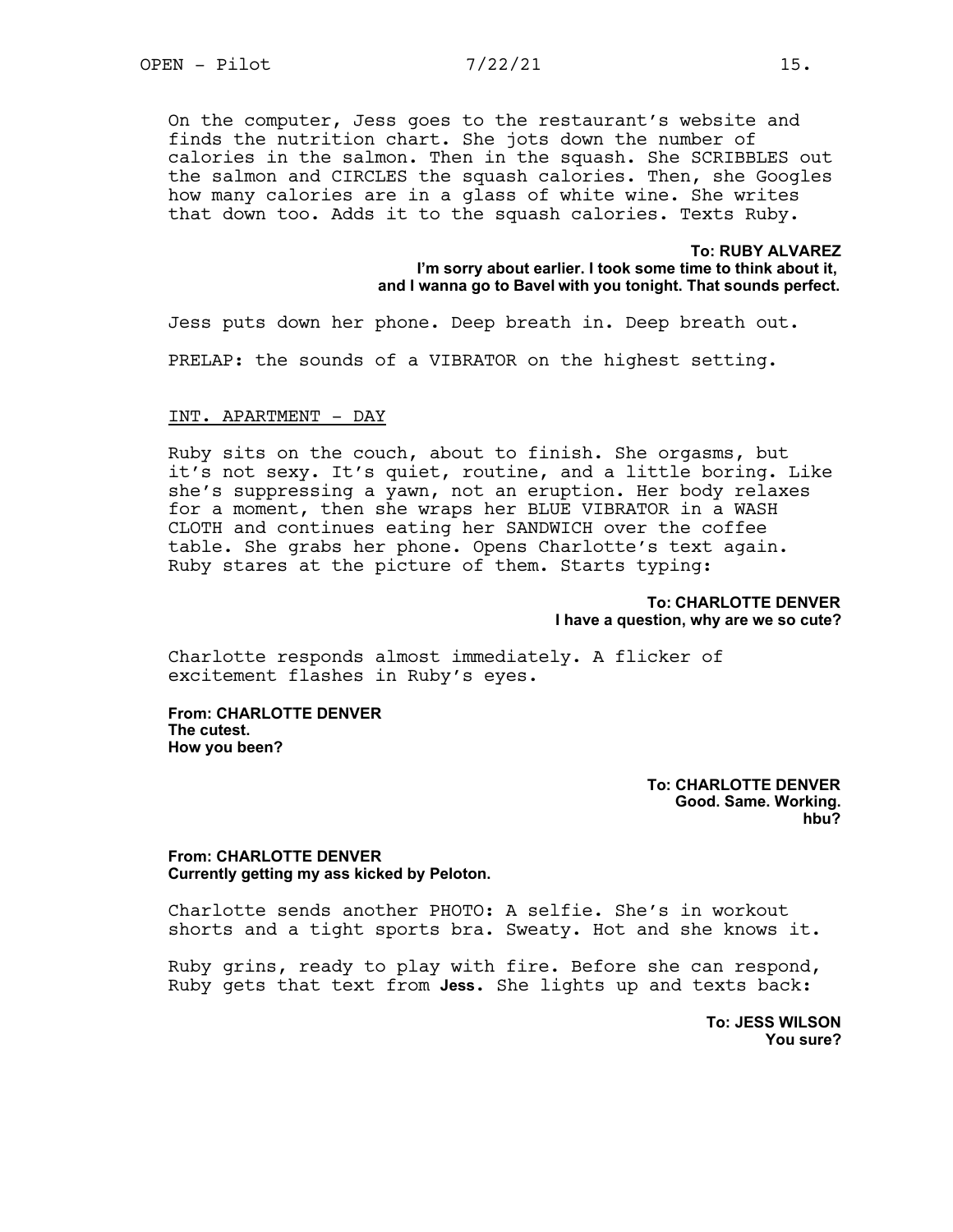On the computer, Jess goes to the restaurant's website and finds the nutrition chart. She jots down the number of calories in the salmon. Then in the squash. She SCRIBBLES out the salmon and CIRCLES the squash calories. Then, she Googles how many calories are in a glass of white wine. She writes that down too. Adds it to the squash calories. Texts Ruby.

**To: RUBY ALVAREZ**
**I'm sorry about earlier. I took some time to think about it, and I wanna go to Bavel with you tonight. That sounds perfect.**

Jess puts down her phone. Deep breath in. Deep breath out.

PRELAP: the sounds of a VIBRATOR on the highest setting.

INT. APARTMENT - DAY

Ruby sits on the couch, about to finish. She orgasms, but it's not sexy. It's quiet, routine, and a little boring. Like she's suppressing a yawn, not an eruption. Her body relaxes for a moment, then she wraps her BLUE VIBRATOR in a WASH CLOTH and continues eating her SANDWICH over the coffee table. She grabs her phone. Opens Charlotte's text again. Ruby stares at the picture of them. Starts typing:

**To: CHARLOTTE DENVER**
**I have a question, why are we so cute?**

Charlotte responds almost immediately. A flicker of excitement flashes in Ruby's eyes.

**From: CHARLOTTE DENVER**
**The cutest.**
**How you been?**

**To: CHARLOTTE DENVER**
**Good. Same. Working.**
**hbu?**

**From: CHARLOTTE DENVER**
**Currently getting my ass kicked by Peloton.**

Charlotte sends another PHOTO: A selfie. She's in workout shorts and a tight sports bra. Sweaty. Hot and she knows it.

Ruby grins, ready to play with fire. Before she can respond, Ruby gets that text from **Jess**. She lights up and texts back:

**To: JESS WILSON**
**You sure?**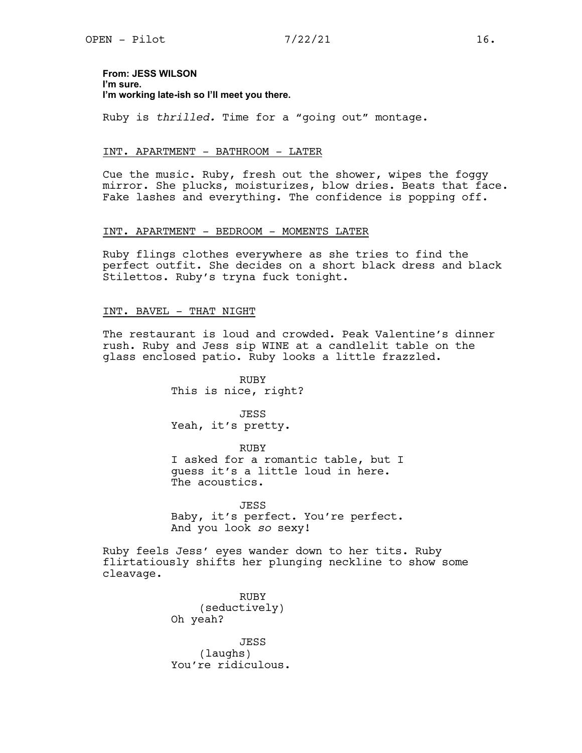**From: JESS WILSON**
**I'm sure.**
**I'm working late-ish so I'll meet you there.**

Ruby is *thrilled.* Time for a "going out" montage.

INT. APARTMENT - BATHROOM - LATER

Cue the music. Ruby, fresh out the shower, wipes the foggy mirror. She plucks, moisturizes, blow dries. Beats that face. Fake lashes and everything. The confidence is popping off.

INT. APARTMENT - BEDROOM - MOMENTS LATER

Ruby flings clothes everywhere as she tries to find the perfect outfit. She decides on a short black dress and black Stilettos. Ruby's tryna fuck tonight.

INT. BAVEL - THAT NIGHT

The restaurant is loud and crowded. Peak Valentine's dinner rush. Ruby and Jess sip WINE at a candlelit table on the glass enclosed patio. Ruby looks a little frazzled.

RUBY
This is nice, right?

JESS
Yeah, it's pretty.

RUBY
I asked for a romantic table, but I guess it's a little loud in here. The acoustics.

JESS
Baby, it's perfect. You're perfect. And you look *so* sexy!

Ruby feels Jess' eyes wander down to her tits. Ruby flirtatiously shifts her plunging neckline to show some cleavage.

RUBY
(seductively)
Oh yeah?

JESS
(laughs)
You're ridiculous.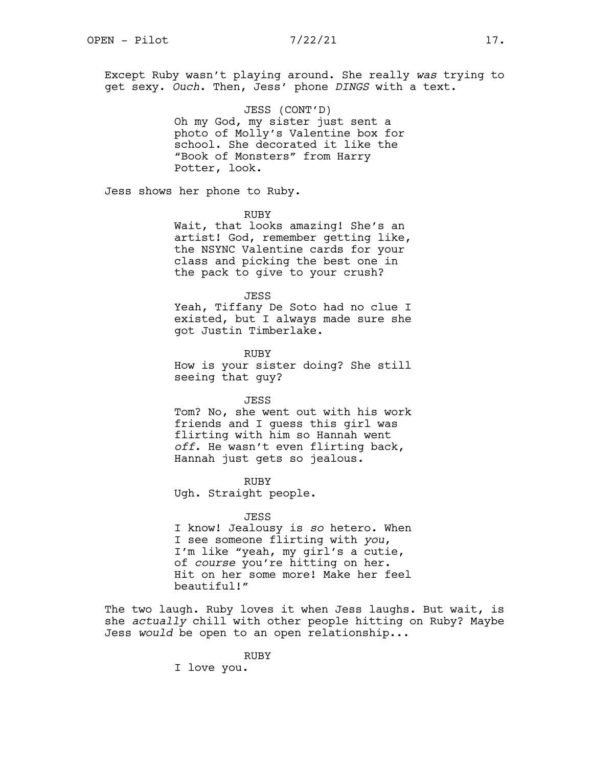Except Ruby wasn't playing around. She really *was* trying to get sexy. *Ouch*. Then, Jess' phone *DINGS* with a text.

JESS (CONT'D)
Oh my God, my sister just sent a photo of Molly's Valentine box for school. She decorated it like the "Book of Monsters" from Harry Potter, look.

Jess shows her phone to Ruby.

RUBY
Wait, that looks amazing! She's an artist! God, remember getting like, the NSYNC Valentine cards for your class and picking the best one in the pack to give to your crush?

JESS
Yeah, Tiffany De Soto had no clue I existed, but I always made sure she got Justin Timberlake.

RUBY
How is your sister doing? She still seeing that guy?

JESS
Tom? No, she went out with his work friends and I guess this girl was flirting with him so Hannah went *off*. He wasn't even flirting back, Hannah just gets so jealous.

RUBY
Ugh. Straight people.

JESS
I know! Jealousy is *so* hetero. When I see someone flirting with *you*, I'm like "yeah, my girl's a cutie, of *course* you're hitting on her. Hit on her some more! Make her feel beautiful!"

The two laugh. Ruby loves it when Jess laughs. But wait, is she *actually* chill with other people hitting on Ruby? Maybe Jess *would* be open to an open relationship...

RUBY
I love you.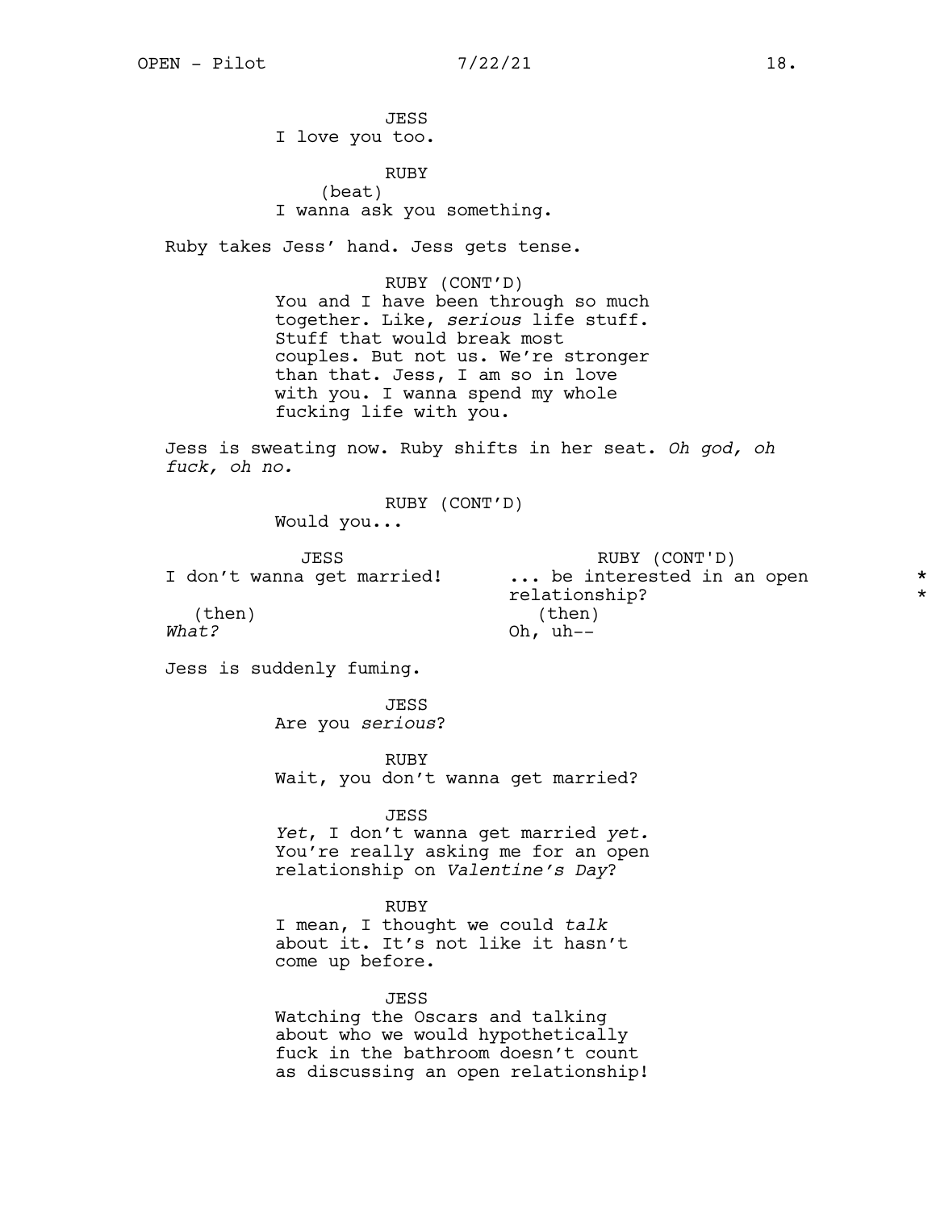JESS
I love you too.

RUBY
(beat)
I wanna ask you something.

Ruby takes Jess' hand. Jess gets tense.

RUBY (CONT'D)
You and I have been through so much together. Like, *serious* life stuff. Stuff that would break most couples. But not us. We're stronger than that. Jess, I am so in love with you. I wanna spend my whole fucking life with you.

Jess is sweating now. Ruby shifts in her seat. *Oh god, oh fuck, oh no.*

RUBY (CONT'D)
Would you...

JESS
I don't wanna get married!
(then)
*What?*

RUBY (CONT'D)
... be interested in an open relationship? *
(then)
Oh, uh--

Jess is suddenly fuming.

JESS
Are you *serious*?

RUBY
Wait, you don't wanna get married?

JESS
*Yet*, I don't wanna get married *yet.* You're really asking me for an open relationship on *Valentine's Day*?

RUBY
I mean, I thought we could *talk* about it. It's not like it hasn't come up before.

JESS
Watching the Oscars and talking about who we would hypothetically fuck in the bathroom doesn't count as discussing an open relationship!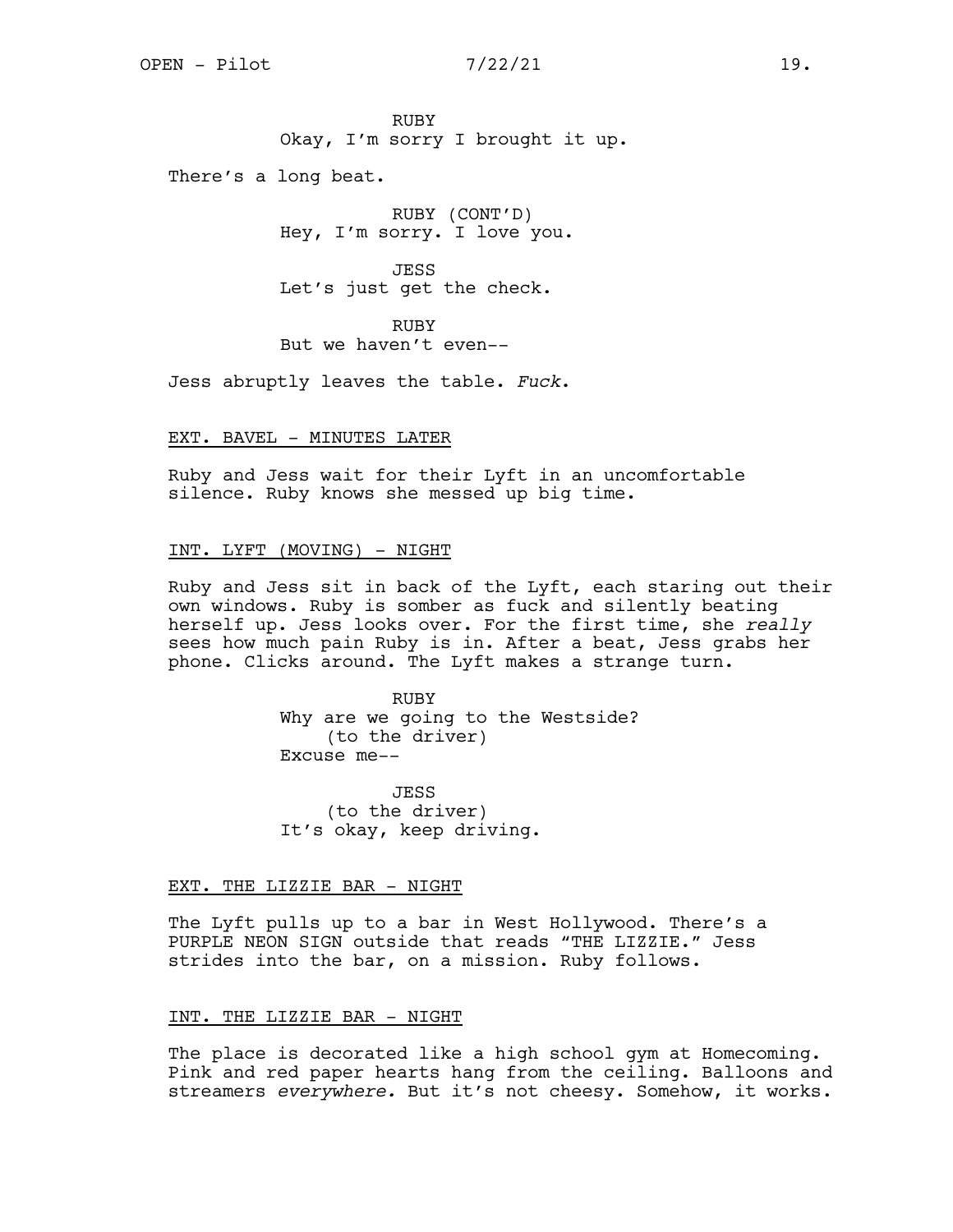RUBY
Okay, I'm sorry I brought it up.

There's a long beat.

RUBY (CONT'D)
Hey, I'm sorry. I love you.

JESS
Let's just get the check.

RUBY
But we haven't even--

Jess abruptly leaves the table. *Fuck*.

EXT. BAVEL - MINUTES LATER

Ruby and Jess wait for their Lyft in an uncomfortable silence. Ruby knows she messed up big time.

INT. LYFT (MOVING) - NIGHT

Ruby and Jess sit in back of the Lyft, each staring out their own windows. Ruby is somber as fuck and silently beating herself up. Jess looks over. For the first time, she *really* sees how much pain Ruby is in. After a beat, Jess grabs her phone. Clicks around. The Lyft makes a strange turn.

RUBY
Why are we going to the Westside?
(to the driver)
Excuse me--

JESS
(to the driver)
It's okay, keep driving.

EXT. THE LIZZIE BAR - NIGHT

The Lyft pulls up to a bar in West Hollywood. There's a PURPLE NEON SIGN outside that reads "THE LIZZIE." Jess strides into the bar, on a mission. Ruby follows.

INT. THE LIZZIE BAR - NIGHT

The place is decorated like a high school gym at Homecoming. Pink and red paper hearts hang from the ceiling. Balloons and streamers *everywhere.* But it's not cheesy. Somehow, it works.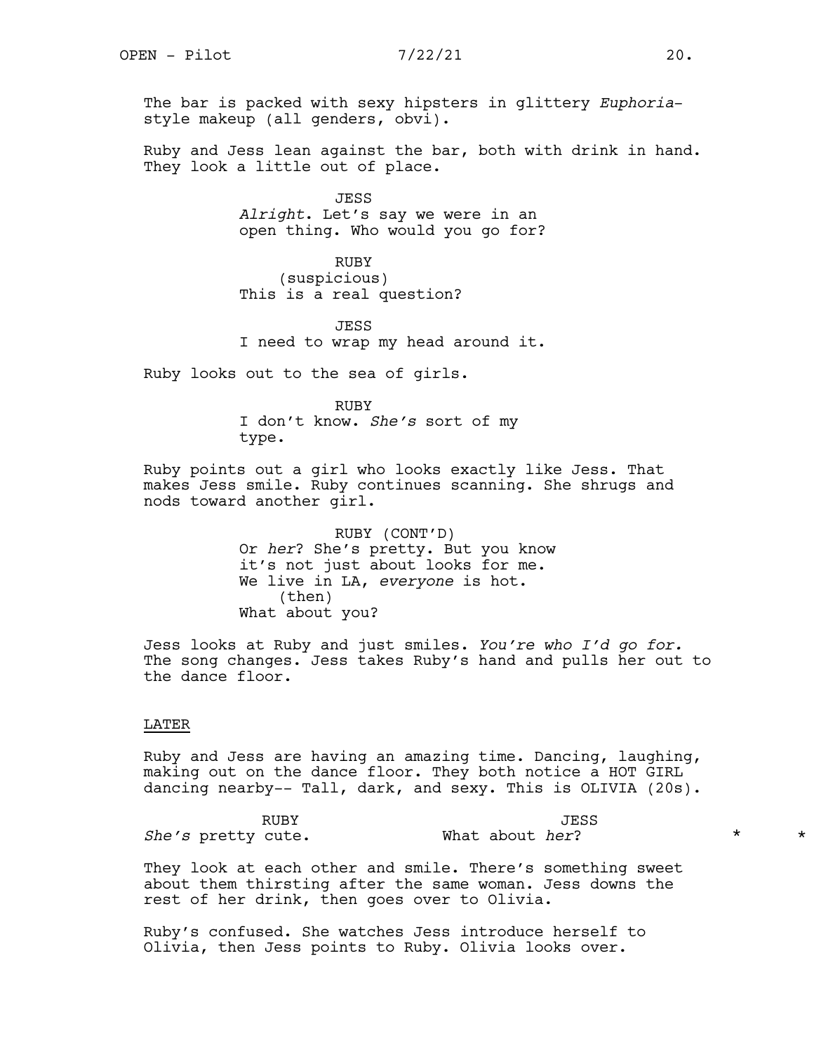The bar is packed with sexy hipsters in glittery *Euphoria*-style makeup (all genders, obvi).

Ruby and Jess lean against the bar, both with drink in hand. They look a little out of place.

JESS
*Alright*. Let's say we were in an open thing. Who would you go for?

RUBY
(suspicious)
This is a real question?

JESS
I need to wrap my head around it.

Ruby looks out to the sea of girls.

RUBY
I don't know. *She's* sort of my type.

Ruby points out a girl who looks exactly like Jess. That makes Jess smile. Ruby continues scanning. She shrugs and nods toward another girl.

RUBY (CONT'D)
Or *her*? She's pretty. But you know it's not just about looks for me. We live in LA, *everyone* is hot.
(then)
What about you?

Jess looks at Ruby and just smiles. *You're who I'd go for.* The song changes. Jess takes Ruby's hand and pulls her out to the dance floor.

LATER

Ruby and Jess are having an amazing time. Dancing, laughing, making out on the dance floor. They both notice a HOT GIRL dancing nearby-- Tall, dark, and sexy. This is OLIVIA (20s).

RUBY
*She's* pretty cute.

JESS
What about *her*? * *

They look at each other and smile. There's something sweet about them thirsting after the same woman. Jess downs the rest of her drink, then goes over to Olivia.

Ruby's confused. She watches Jess introduce herself to Olivia, then Jess points to Ruby. Olivia looks over.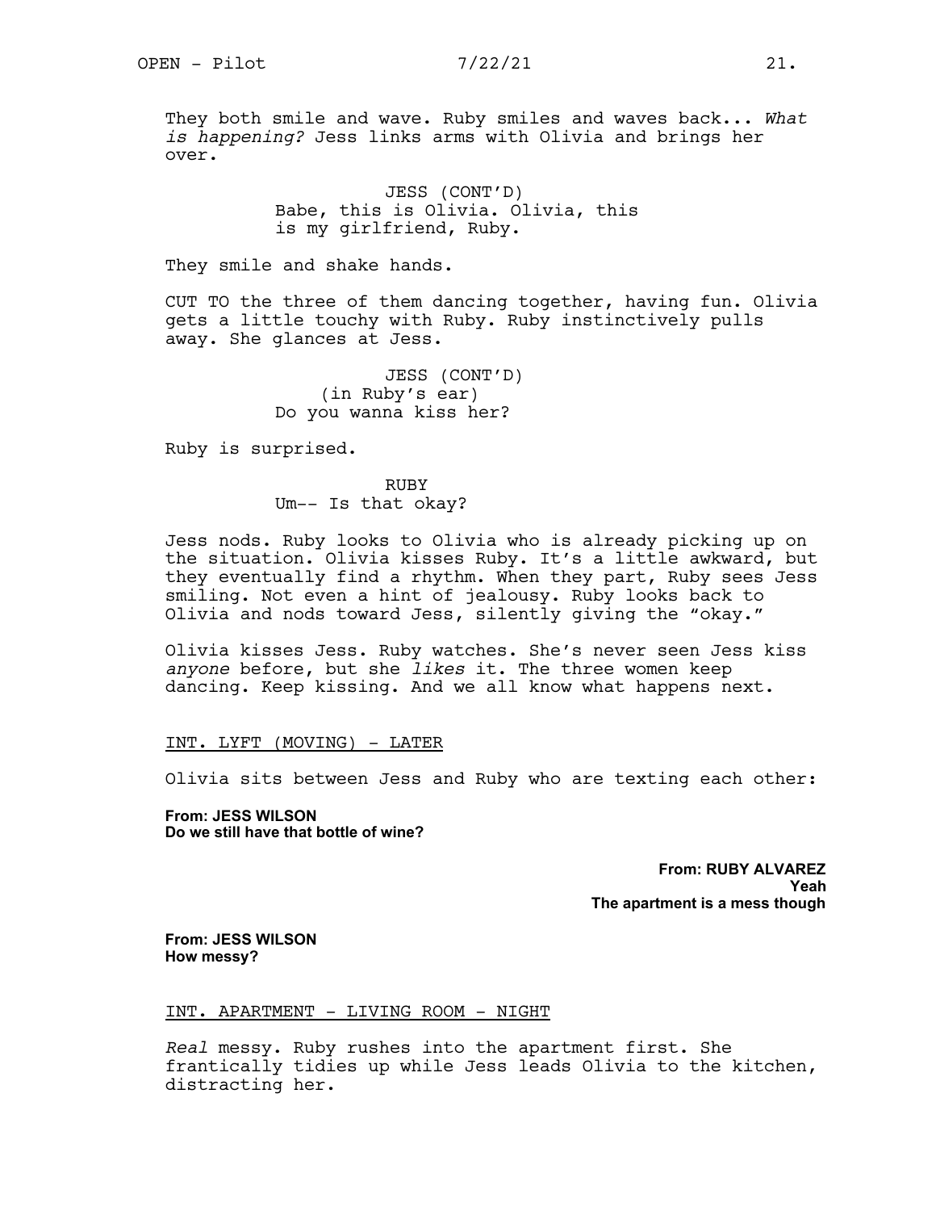They both smile and wave. Ruby smiles and waves back... *What is happening?* Jess links arms with Olivia and brings her over.

JESS (CONT'D)
Babe, this is Olivia. Olivia, this is my girlfriend, Ruby.

They smile and shake hands.

CUT TO the three of them dancing together, having fun. Olivia gets a little touchy with Ruby. Ruby instinctively pulls away. She glances at Jess.

JESS (CONT'D)
(in Ruby's ear)
Do you wanna kiss her?

Ruby is surprised.

RUBY
Um-- Is that okay?

Jess nods. Ruby looks to Olivia who is already picking up on the situation. Olivia kisses Ruby. It's a little awkward, but they eventually find a rhythm. When they part, Ruby sees Jess smiling. Not even a hint of jealousy. Ruby looks back to Olivia and nods toward Jess, silently giving the "okay."

Olivia kisses Jess. Ruby watches. She's never seen Jess kiss *anyone* before, but she *likes* it. The three women keep dancing. Keep kissing. And we all know what happens next.

INT. LYFT (MOVING) - LATER

Olivia sits between Jess and Ruby who are texting each other:

**From: JESS WILSON**
**Do we still have that bottle of wine?**

**From: RUBY ALVAREZ**
**Yeah**
**The apartment is a mess though**

**From: JESS WILSON**
**How messy?**

INT. APARTMENT - LIVING ROOM - NIGHT

*Real* messy. Ruby rushes into the apartment first. She frantically tidies up while Jess leads Olivia to the kitchen, distracting her.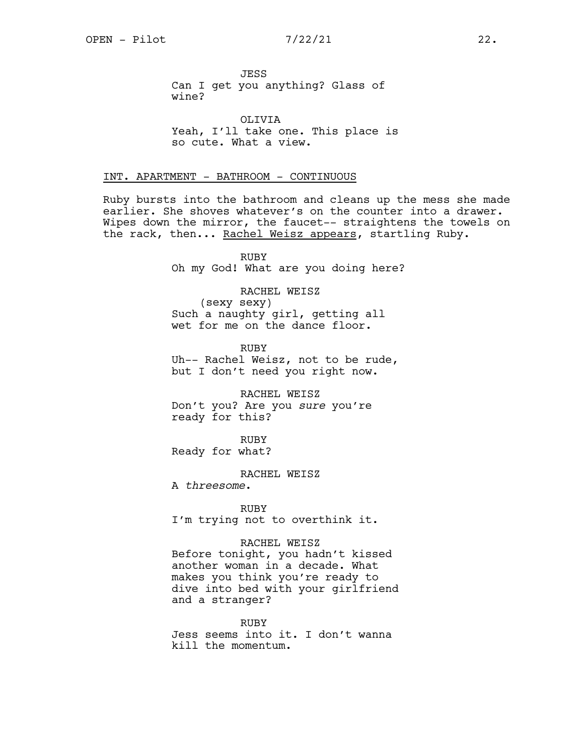JESS
Can I get you anything? Glass of wine?

OLIVIA
Yeah, I'll take one. This place is so cute. What a view.

INT. APARTMENT - BATHROOM - CONTINUOUS

Ruby bursts into the bathroom and cleans up the mess she made earlier. She shoves whatever's on the counter into a drawer. Wipes down the mirror, the faucet-- straightens the towels on the rack, then... Rachel Weisz appears, startling Ruby.

RUBY
Oh my God! What are you doing here?

RACHEL WEISZ
(sexy sexy)
Such a naughty girl, getting all wet for me on the dance floor.

RUBY
Uh-- Rachel Weisz, not to be rude, but I don't need you right now.

RACHEL WEISZ
Don't you? Are you *sure* you're ready for this?

RUBY
Ready for what?

RACHEL WEISZ
A *threesome*.

RUBY
I'm trying not to overthink it.

RACHEL WEISZ
Before tonight, you hadn't kissed another woman in a decade. What makes you think you're ready to dive into bed with your girlfriend and a stranger?

RUBY
Jess seems into it. I don't wanna kill the momentum.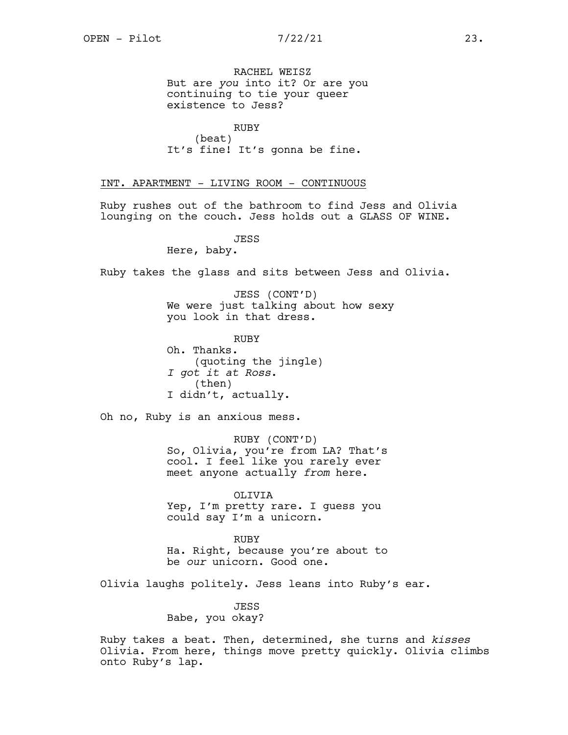RACHEL WEISZ
But are *you* into it? Or are you continuing to tie your queer existence to Jess?

RUBY
(beat)
It's fine! It's gonna be fine.

INT. APARTMENT - LIVING ROOM - CONTINUOUS

Ruby rushes out of the bathroom to find Jess and Olivia lounging on the couch. Jess holds out a GLASS OF WINE.

JESS
Here, baby.

Ruby takes the glass and sits between Jess and Olivia.

JESS (CONT'D)
We were just talking about how sexy you look in that dress.

RUBY
Oh. Thanks.
(quoting the jingle)
*I got it at Ross*.
(then)
I didn't, actually.

Oh no, Ruby is an anxious mess.

RUBY (CONT'D)
So, Olivia, you're from LA? That's cool. I feel like you rarely ever meet anyone actually *from* here.

OLIVIA
Yep, I'm pretty rare. I guess you could say I'm a unicorn.

RUBY
Ha. Right, because you're about to be *our* unicorn. Good one.

Olivia laughs politely. Jess leans into Ruby's ear.

JESS
Babe, you okay?

Ruby takes a beat. Then, determined, she turns and *kisses* Olivia. From here, things move pretty quickly. Olivia climbs onto Ruby's lap.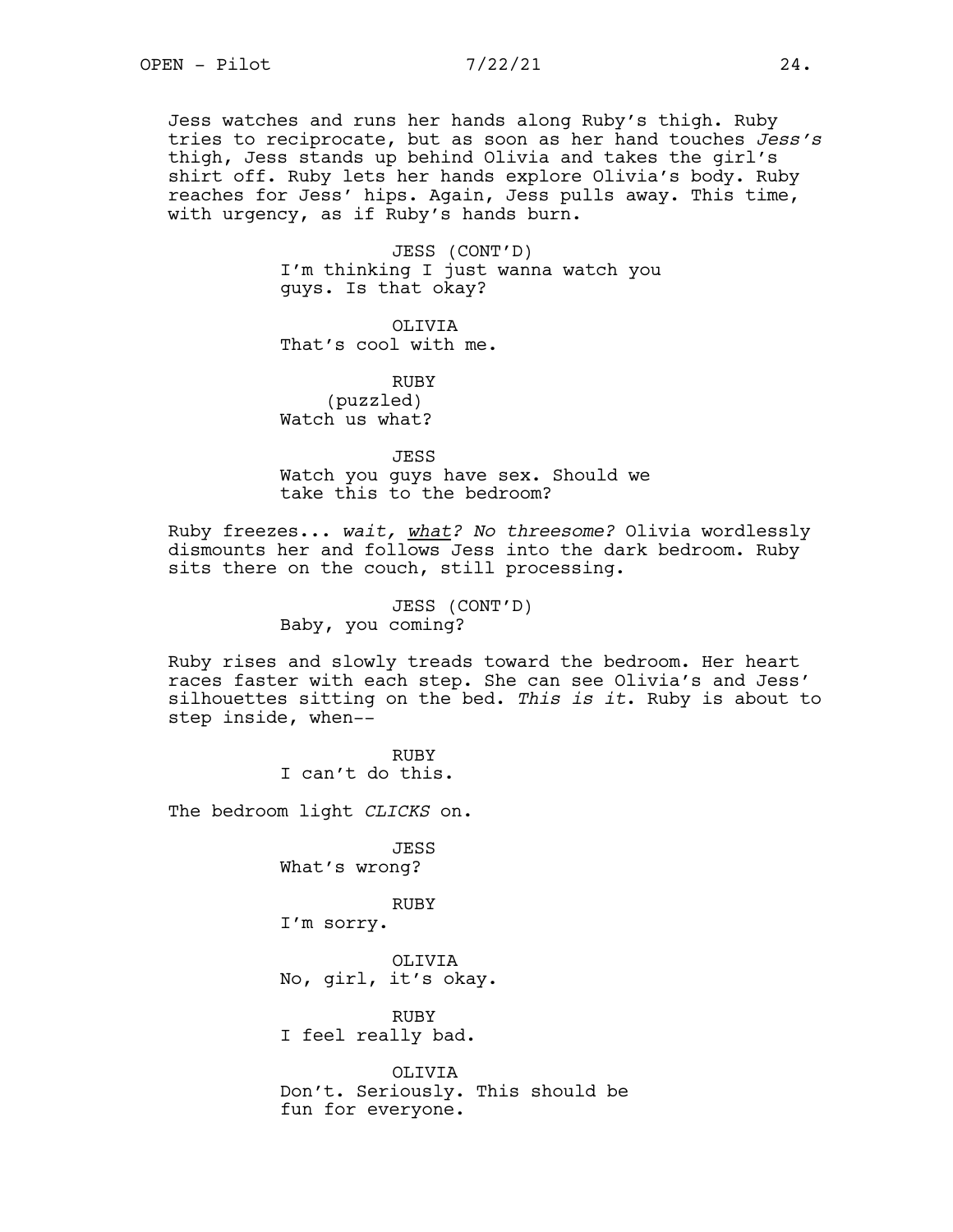Jess watches and runs her hands along Ruby's thigh. Ruby tries to reciprocate, but as soon as her hand touches *Jess's* thigh, Jess stands up behind Olivia and takes the girl's shirt off. Ruby lets her hands explore Olivia's body. Ruby reaches for Jess' hips. Again, Jess pulls away. This time, with urgency, as if Ruby's hands burn.

JESS (CONT'D)
I'm thinking I just wanna watch you guys. Is that okay?

OLIVIA
That's cool with me.

RUBY
(puzzled)
Watch us what?

JESS
Watch you guys have sex. Should we take this to the bedroom?

Ruby freezes... *wait, what? No threesome?* Olivia wordlessly dismounts her and follows Jess into the dark bedroom. Ruby sits there on the couch, still processing.

JESS (CONT'D)
Baby, you coming?

Ruby rises and slowly treads toward the bedroom. Her heart races faster with each step. She can see Olivia's and Jess' silhouettes sitting on the bed. *This is it*. Ruby is about to step inside, when--

RUBY
I can't do this.

The bedroom light *CLICKS* on.

JESS
What's wrong?

RUBY
I'm sorry.

OLIVIA
No, girl, it's okay.

RUBY
I feel really bad.

OLIVIA
Don't. Seriously. This should be fun for everyone.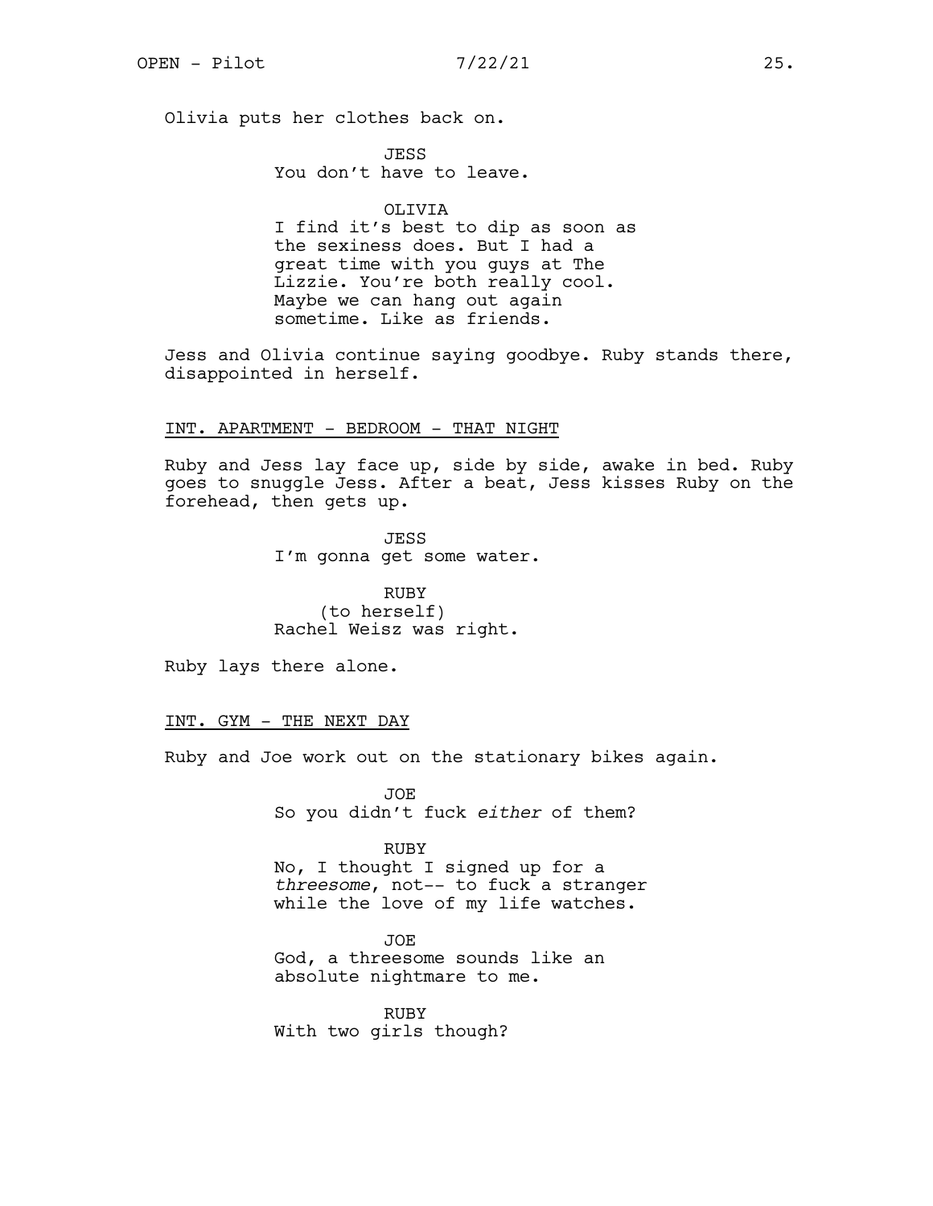Olivia puts her clothes back on.

JESS
You don't have to leave.

OLIVIA
I find it's best to dip as soon as the sexiness does. But I had a great time with you guys at The Lizzie. You're both really cool. Maybe we can hang out again sometime. Like as friends.

Jess and Olivia continue saying goodbye. Ruby stands there, disappointed in herself.

INT. APARTMENT - BEDROOM - THAT NIGHT

Ruby and Jess lay face up, side by side, awake in bed. Ruby goes to snuggle Jess. After a beat, Jess kisses Ruby on the forehead, then gets up.

JESS
I'm gonna get some water.

RUBY
(to herself)
Rachel Weisz was right.

Ruby lays there alone.

INT. GYM - THE NEXT DAY

Ruby and Joe work out on the stationary bikes again.

JOE
So you didn't fuck *either* of them?

RUBY
No, I thought I signed up for a *threesome*, not-- to fuck a stranger while the love of my life watches.

JOE
God, a threesome sounds like an absolute nightmare to me.

RUBY
With two girls though?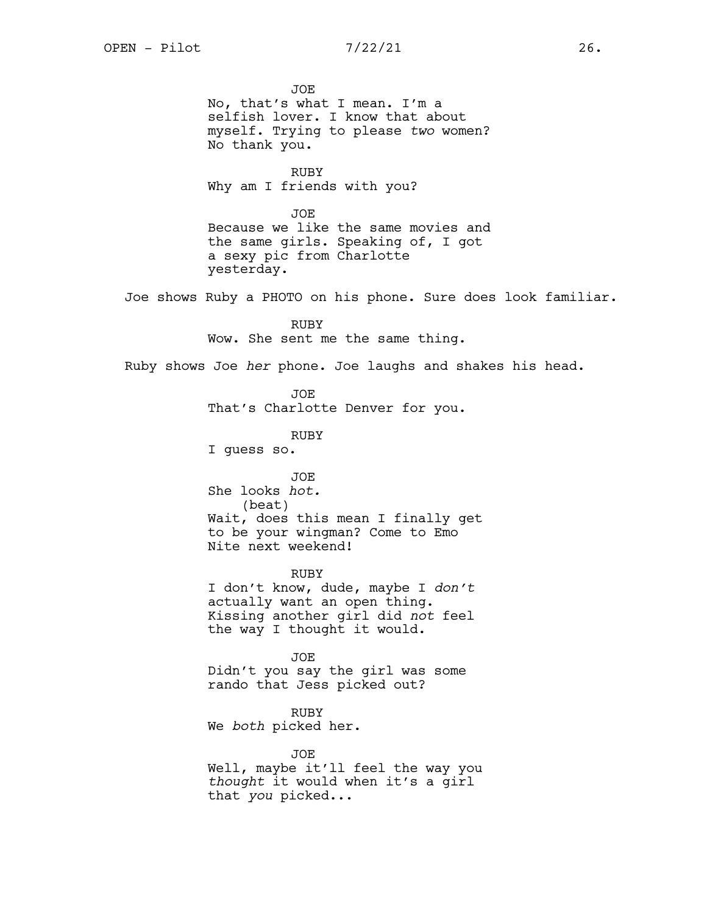JOE

No, that's what I mean. I'm a selfish lover. I know that about myself. Trying to please *two* women? No thank you.

RUBY

Why am I friends with you?

JOE

Because we like the same movies and the same girls. Speaking of, I got a sexy pic from Charlotte yesterday.

Joe shows Ruby a PHOTO on his phone. Sure does look familiar.

RUBY

Wow. She sent me the same thing.

Ruby shows Joe *her* phone. Joe laughs and shakes his head.

JOE

That's Charlotte Denver for you.

RUBY

I guess so.

JOE

She looks *hot.*

(beat)

Wait, does this mean I finally get to be your wingman? Come to Emo Nite next weekend!

RUBY

I don't know, dude, maybe I *don't* actually want an open thing. Kissing another girl did *not* feel the way I thought it would.

JOE

Didn't you say the girl was some rando that Jess picked out?

RUBY

We *both* picked her.

JOE

Well, maybe it'll feel the way you *thought* it would when it's a girl that *you* picked...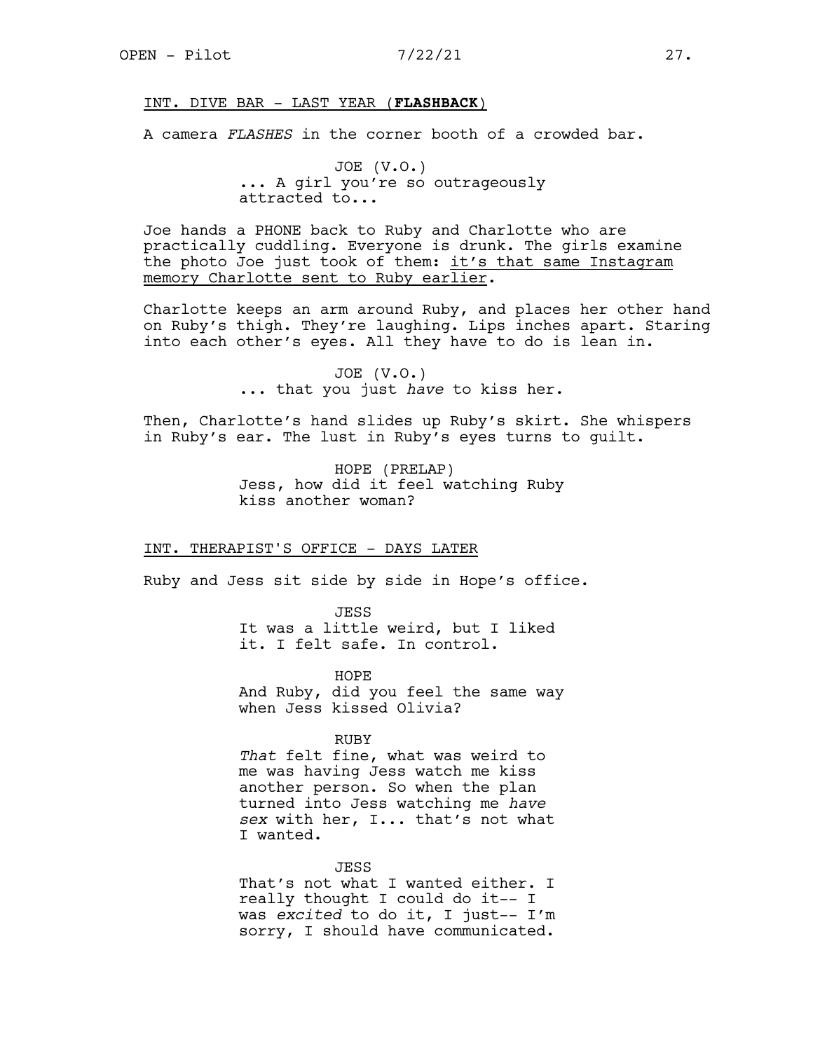INT. DIVE BAR - LAST YEAR (**FLASHBACK**)

A camera *FLASHES* in the corner booth of a crowded bar.

JOE (V.O.)
... A girl you're so outrageously attracted to...

Joe hands a PHONE back to Ruby and Charlotte who are practically cuddling. Everyone is drunk. The girls examine the photo Joe just took of them: <u>it's that same Instagram memory Charlotte sent to Ruby earlier</u>.

Charlotte keeps an arm around Ruby, and places her other hand on Ruby's thigh. They're laughing. Lips inches apart. Staring into each other's eyes. All they have to do is lean in.

JOE (V.O.)
... that you just *have* to kiss her.

Then, Charlotte's hand slides up Ruby's skirt. She whispers in Ruby's ear. The lust in Ruby's eyes turns to guilt.

HOPE (PRELAP)
Jess, how did it feel watching Ruby kiss another woman?

INT. THERAPIST'S OFFICE - DAYS LATER

Ruby and Jess sit side by side in Hope's office.

JESS
It was a little weird, but I liked it. I felt safe. In control.

HOPE
And Ruby, did you feel the same way when Jess kissed Olivia?

RUBY
*That* felt fine, what was weird to me was having Jess watch me kiss another person. So when the plan turned into Jess watching me *have sex* with her, I... that's not what I wanted.

JESS
That's not what I wanted either. I really thought I could do it-- I was *excited* to do it, I just-- I'm sorry, I should have communicated.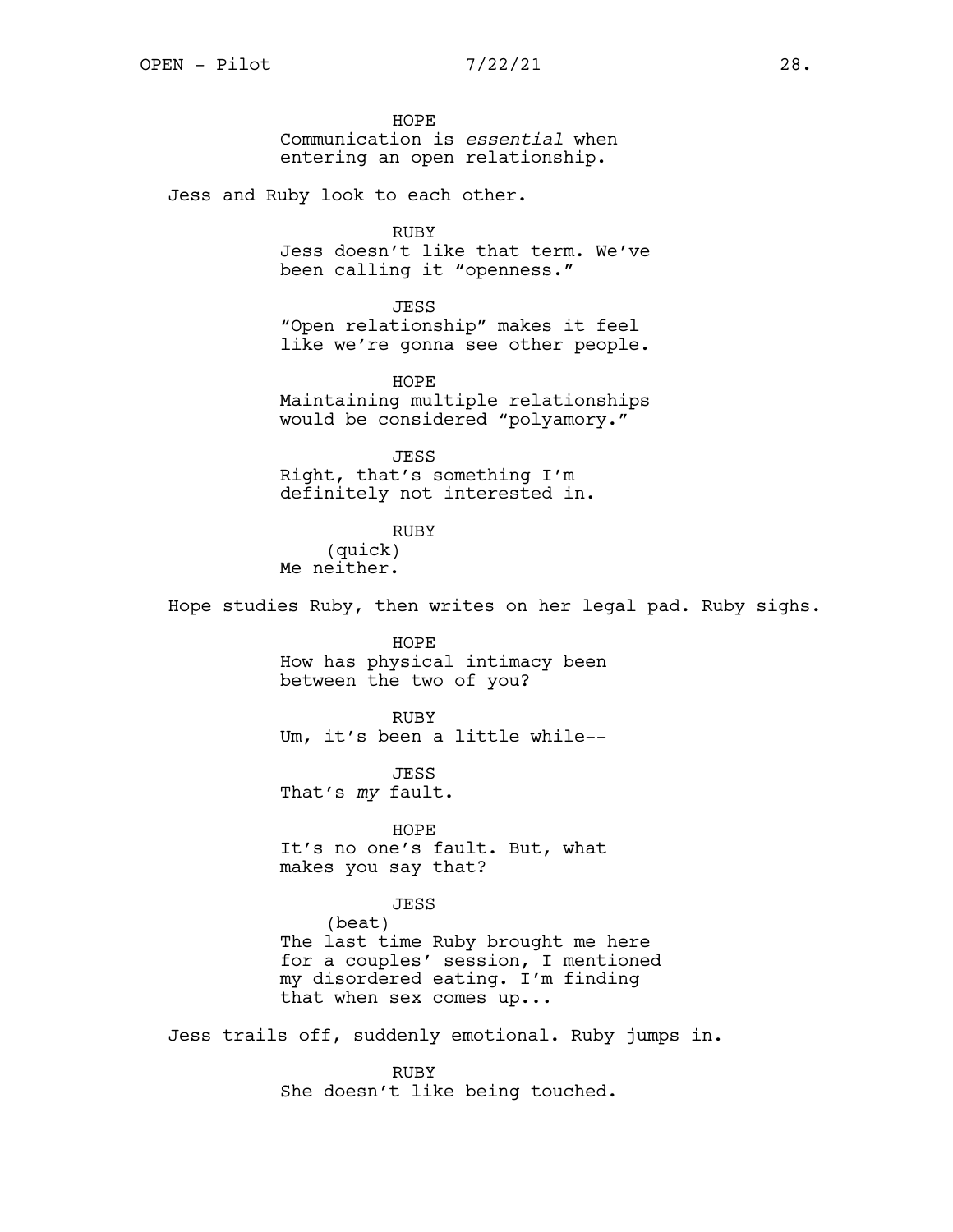HOPE
Communication is *essential* when entering an open relationship.

Jess and Ruby look to each other.

RUBY
Jess doesn't like that term. We've been calling it "openness."

JESS
"Open relationship" makes it feel like we're gonna see other people.

HOPE
Maintaining multiple relationships would be considered "polyamory."

JESS
Right, that's something I'm definitely not interested in.

RUBY
(quick)
Me neither.

Hope studies Ruby, then writes on her legal pad. Ruby sighs.

HOPE
How has physical intimacy been between the two of you?

RUBY
Um, it's been a little while--

JESS
That's *my* fault.

HOPE
It's no one's fault. But, what makes you say that?

JESS
(beat)
The last time Ruby brought me here for a couples' session, I mentioned my disordered eating. I'm finding that when sex comes up...

Jess trails off, suddenly emotional. Ruby jumps in.

RUBY
She doesn't like being touched.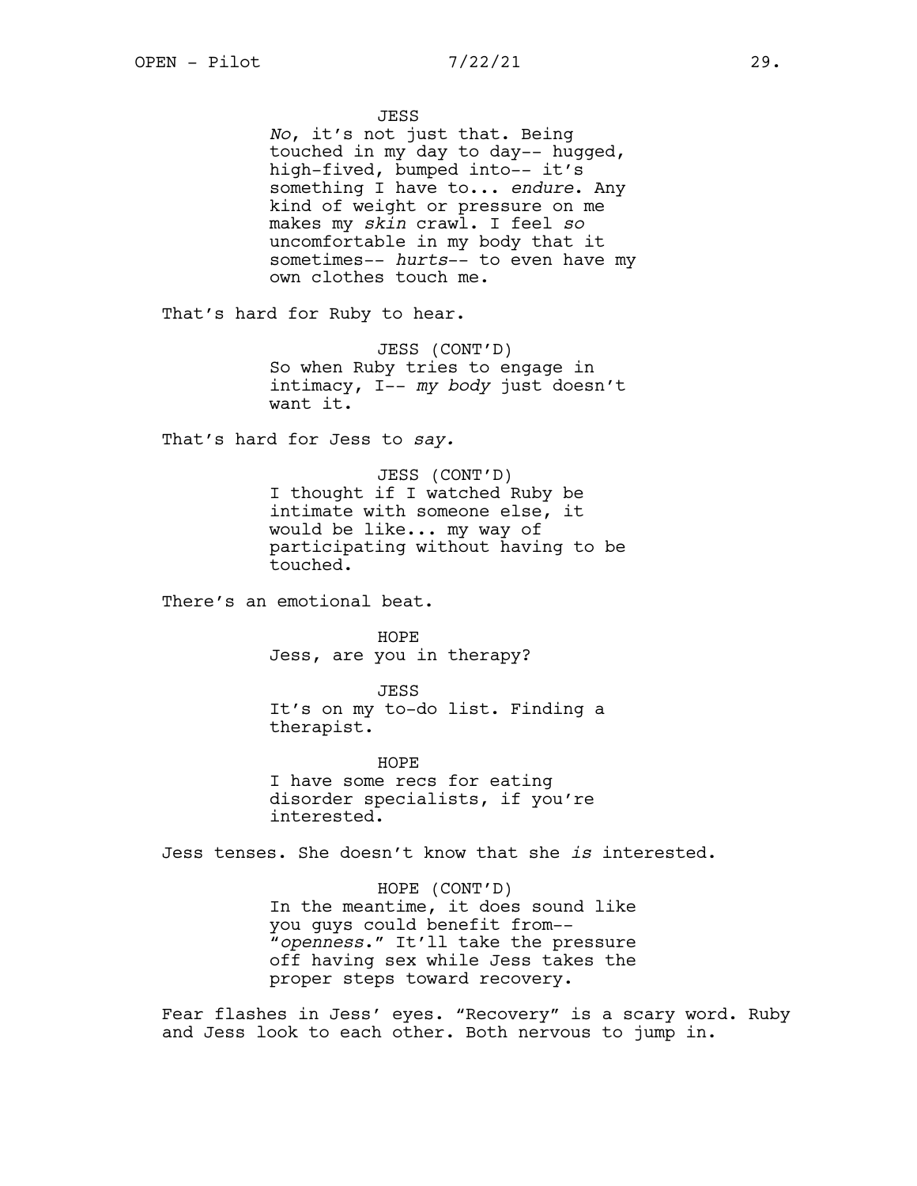JESS

*No*, it's not just that. Being touched in my day to day-- hugged, high-fived, bumped into-- it's something I have to... *endure*. Any kind of weight or pressure on me makes my *skin* crawl. I feel *so* uncomfortable in my body that it sometimes-- *hurts*-- to even have my own clothes touch me.

That's hard for Ruby to hear.

JESS (CONT'D)

So when Ruby tries to engage in intimacy, I-- *my body* just doesn't want it.

That's hard for Jess to *say.*

JESS (CONT'D)

I thought if I watched Ruby be intimate with someone else, it would be like... my way of participating without having to be touched.

There's an emotional beat.

HOPE

Jess, are you in therapy?

JESS

It's on my to-do list. Finding a therapist.

HOPE

I have some recs for eating disorder specialists, if you're interested.

Jess tenses. She doesn't know that she *is* interested.

HOPE (CONT'D)

In the meantime, it does sound like you guys could benefit from-- "*openness*." It'll take the pressure off having sex while Jess takes the proper steps toward recovery.

Fear flashes in Jess' eyes. "Recovery" is a scary word. Ruby and Jess look to each other. Both nervous to jump in.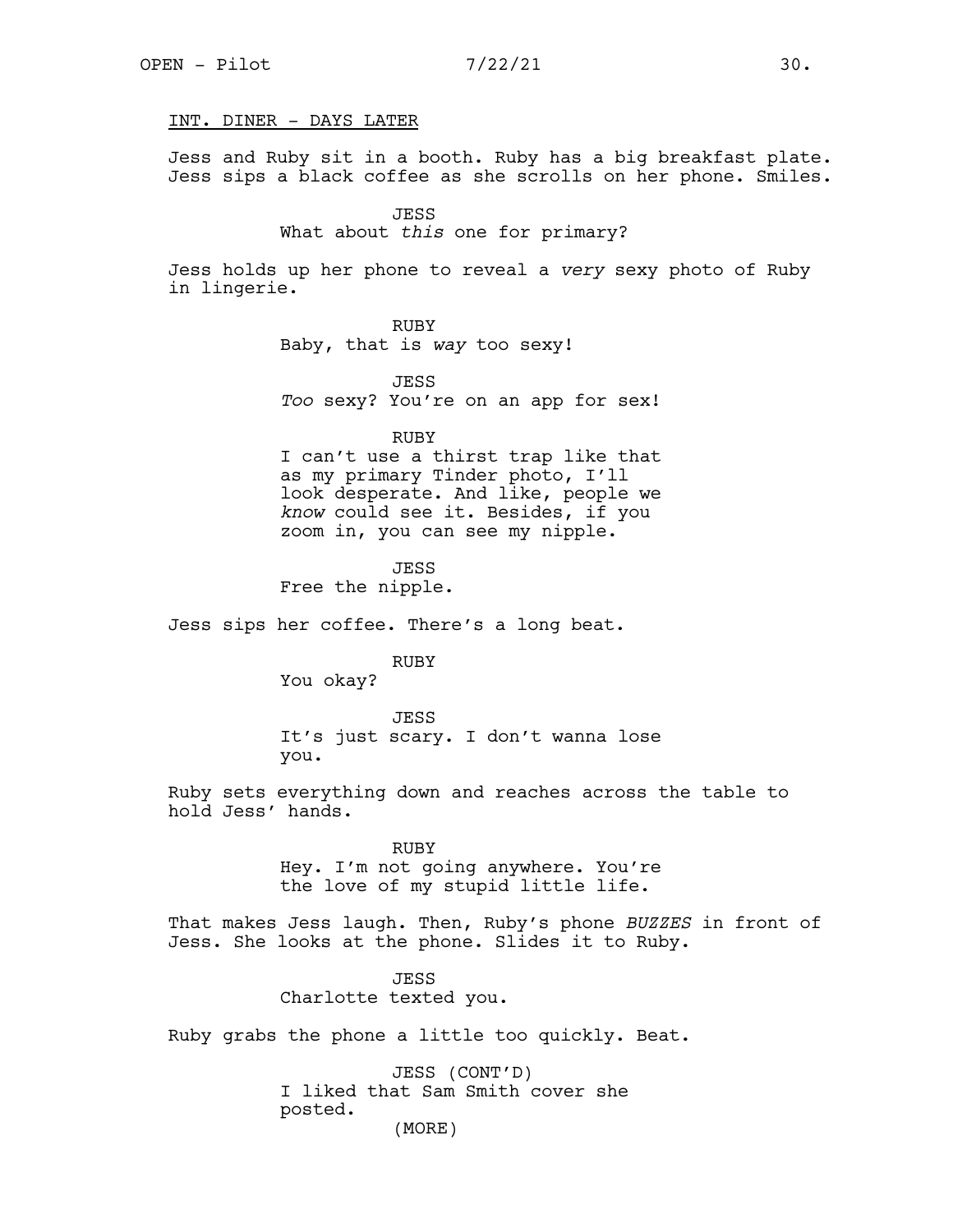INT. DINER - DAYS LATER

Jess and Ruby sit in a booth. Ruby has a big breakfast plate. Jess sips a black coffee as she scrolls on her phone. Smiles.

JESS
What about *this* one for primary?

Jess holds up her phone to reveal a *very* sexy photo of Ruby in lingerie.

RUBY
Baby, that is *way* too sexy!

JESS
*Too* sexy? You're on an app for sex!

RUBY
I can't use a thirst trap like that as my primary Tinder photo, I'll look desperate. And like, people we *know* could see it. Besides, if you zoom in, you can see my nipple.

JESS
Free the nipple.

Jess sips her coffee. There's a long beat.

RUBY
You okay?

JESS
It's just scary. I don't wanna lose you.

Ruby sets everything down and reaches across the table to hold Jess' hands.

RUBY
Hey. I'm not going anywhere. You're the love of my stupid little life.

That makes Jess laugh. Then, Ruby's phone *BUZZES* in front of Jess. She looks at the phone. Slides it to Ruby.

JESS
Charlotte texted you.

Ruby grabs the phone a little too quickly. Beat.

JESS (CONT'D)
I liked that Sam Smith cover she posted.
(MORE)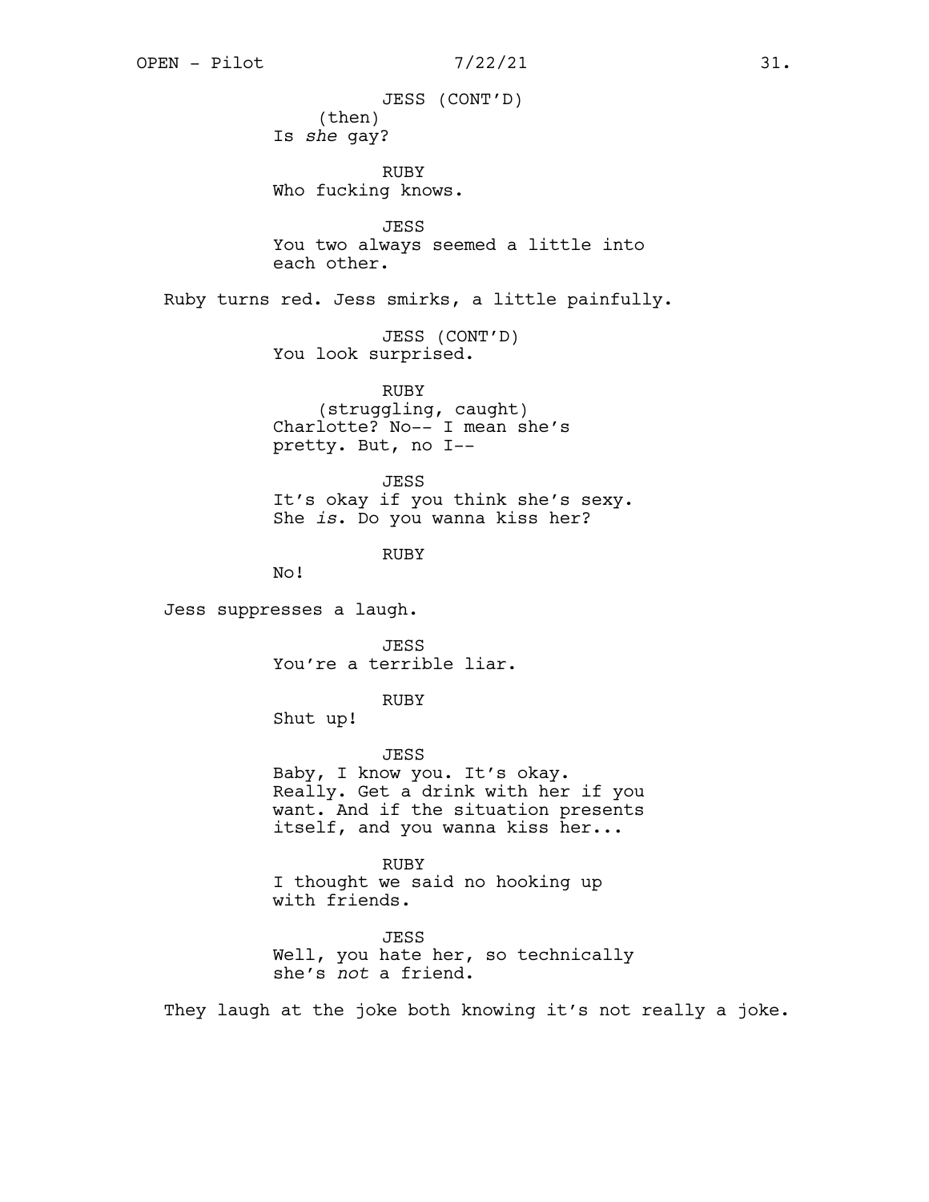JESS (CONT'D)
(then)
Is *she* gay?

RUBY
Who fucking knows.

JESS
You two always seemed a little into each other.

Ruby turns red. Jess smirks, a little painfully.

JESS (CONT'D)
You look surprised.

RUBY
(struggling, caught)
Charlotte? No-- I mean she's pretty. But, no I--

JESS
It's okay if you think she's sexy. She *is*. Do you wanna kiss her?

RUBY
No!

Jess suppresses a laugh.

JESS
You're a terrible liar.

RUBY
Shut up!

JESS
Baby, I know you. It's okay. Really. Get a drink with her if you want. And if the situation presents itself, and you wanna kiss her...

RUBY
I thought we said no hooking up with friends.

JESS
Well, you hate her, so technically she's *not* a friend.

They laugh at the joke both knowing it's not really a joke.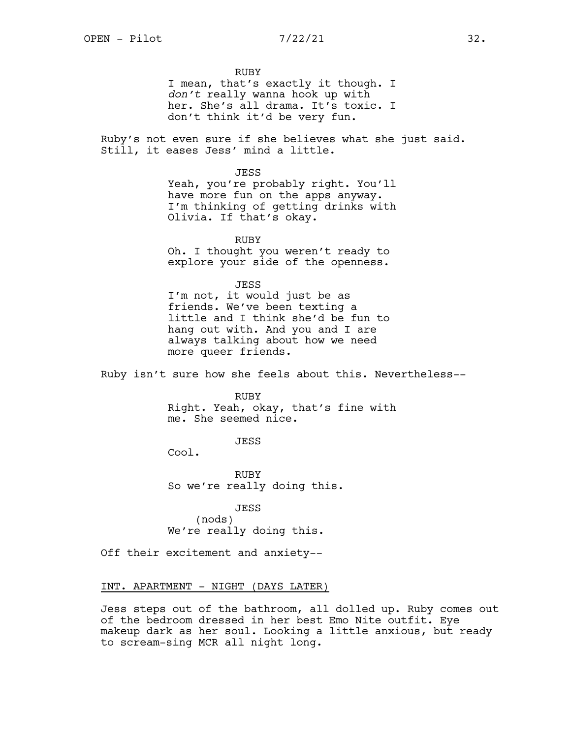RUBY

I mean, that's exactly it though. I *don't* really wanna hook up with her. She's all drama. It's toxic. I don't think it'd be very fun.

Ruby's not even sure if she believes what she just said. Still, it eases Jess' mind a little.

JESS

Yeah, you're probably right. You'll have more fun on the apps anyway. I'm thinking of getting drinks with Olivia. If that's okay.

RUBY

Oh. I thought you weren't ready to explore your side of the openness.

JESS

I'm not, it would just be as friends. We've been texting a little and I think she'd be fun to hang out with. And you and I are always talking about how we need more queer friends.

Ruby isn't sure how she feels about this. Nevertheless--

RUBY

Right. Yeah, okay, that's fine with me. She seemed nice.

JESS

Cool.

RUBY

So we're really doing this.

JESS

(nods)

We're really doing this.

Off their excitement and anxiety--

INT. APARTMENT - NIGHT (DAYS LATER)

Jess steps out of the bathroom, all dolled up. Ruby comes out of the bedroom dressed in her best Emo Nite outfit. Eye makeup dark as her soul. Looking a little anxious, but ready to scream-sing MCR all night long.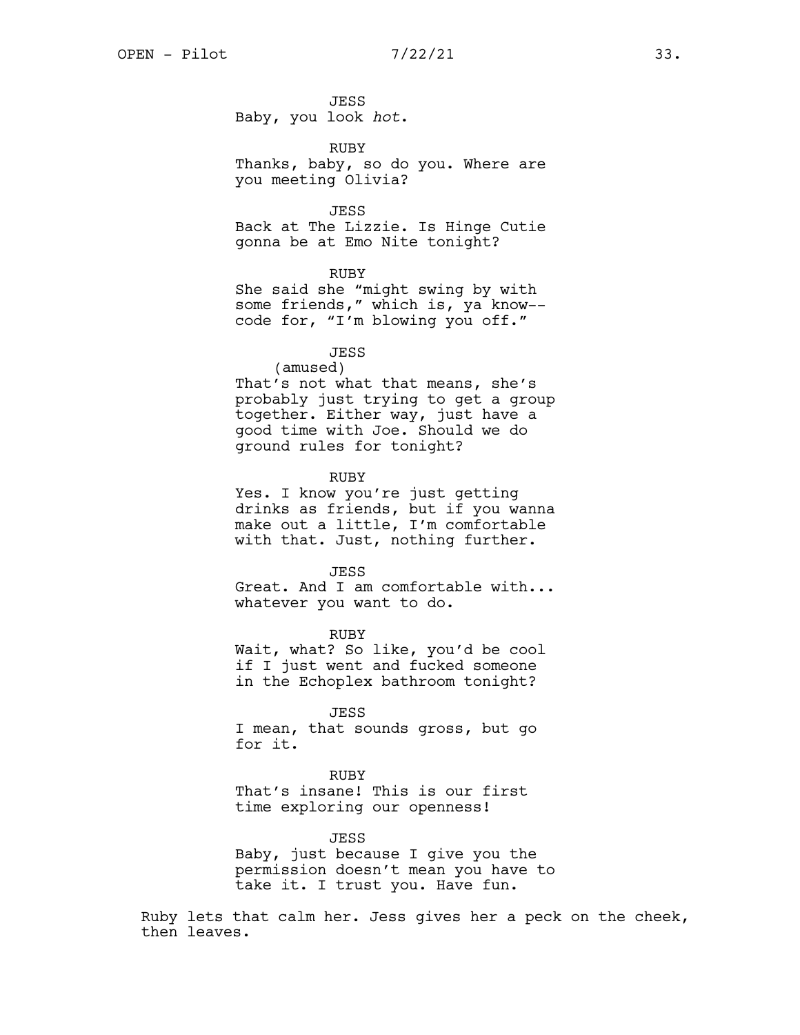JESS
Baby, you look *hot*.

RUBY
Thanks, baby, so do you. Where are you meeting Olivia?

JESS
Back at The Lizzie. Is Hinge Cutie gonna be at Emo Nite tonight?

RUBY
She said she "might swing by with some friends," which is, ya know-- code for, "I'm blowing you off."

JESS
(amused)
That's not what that means, she's probably just trying to get a group together. Either way, just have a good time with Joe. Should we do ground rules for tonight?

RUBY
Yes. I know you're just getting drinks as friends, but if you wanna make out a little, I'm comfortable with that. Just, nothing further.

JESS
Great. And I am comfortable with... whatever you want to do.

RUBY
Wait, what? So like, you'd be cool if I just went and fucked someone in the Echoplex bathroom tonight?

JESS
I mean, that sounds gross, but go for it.

RUBY
That's insane! This is our first time exploring our openness!

JESS
Baby, just because I give you the permission doesn't mean you have to take it. I trust you. Have fun.

Ruby lets that calm her. Jess gives her a peck on the cheek, then leaves.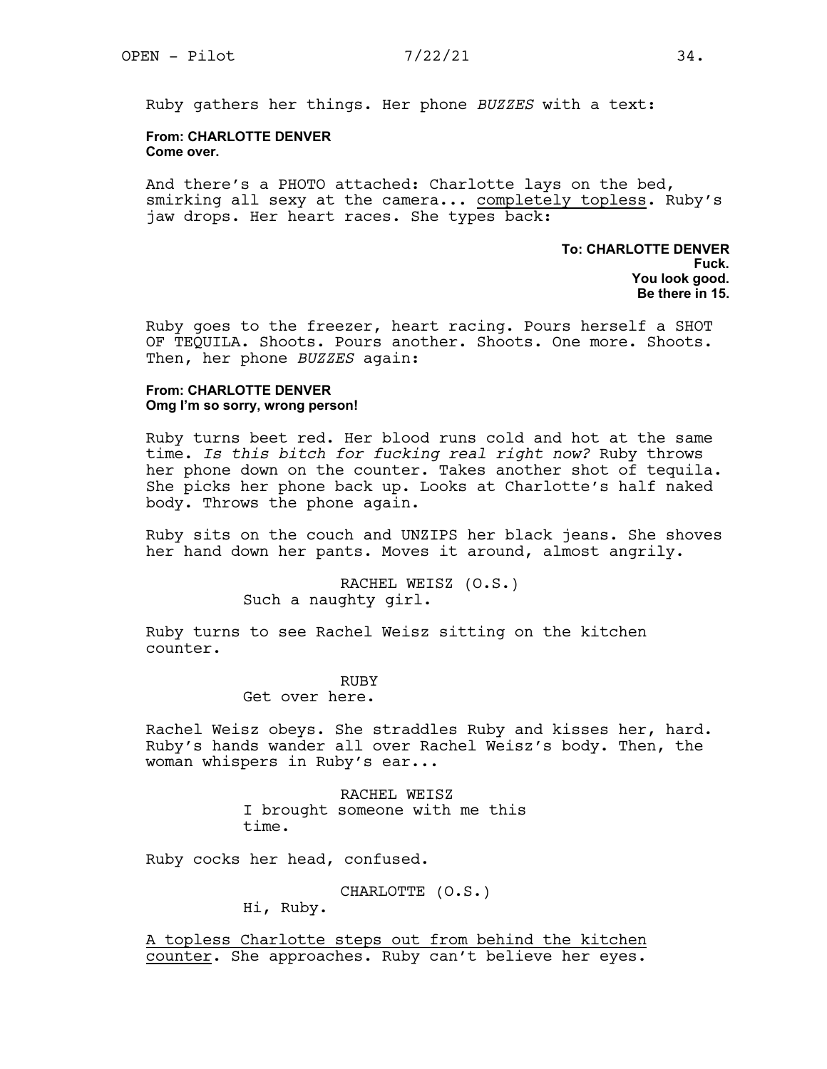Ruby gathers her things. Her phone *BUZZES* with a text:

**From: CHARLOTTE DENVER**
**Come over.**

And there's a PHOTO attached: Charlotte lays on the bed, smirking all sexy at the camera... <u>completely topless</u>. Ruby's jaw drops. Her heart races. She types back:

**To: CHARLOTTE DENVER**
**Fuck.**
**You look good.**
**Be there in 15.**

Ruby goes to the freezer, heart racing. Pours herself a SHOT OF TEQUILA. Shoots. Pours another. Shoots. One more. Shoots. Then, her phone *BUZZES* again:

**From: CHARLOTTE DENVER**
**Omg I'm so sorry, wrong person!**

Ruby turns beet red. Her blood runs cold and hot at the same time. *Is this bitch for fucking real right now?* Ruby throws her phone down on the counter. Takes another shot of tequila. She picks her phone back up. Looks at Charlotte's half naked body. Throws the phone again.

Ruby sits on the couch and UNZIPS her black jeans. She shoves her hand down her pants. Moves it around, almost angrily.

RACHEL WEISZ (O.S.)
Such a naughty girl.

Ruby turns to see Rachel Weisz sitting on the kitchen counter.

RUBY
Get over here.

Rachel Weisz obeys. She straddles Ruby and kisses her, hard. Ruby's hands wander all over Rachel Weisz's body. Then, the woman whispers in Ruby's ear...

RACHEL WEISZ
I brought someone with me this time.

Ruby cocks her head, confused.

CHARLOTTE (O.S.)
Hi, Ruby.

<u>A topless Charlotte steps out from behind the kitchen counter</u>. She approaches. Ruby can't believe her eyes.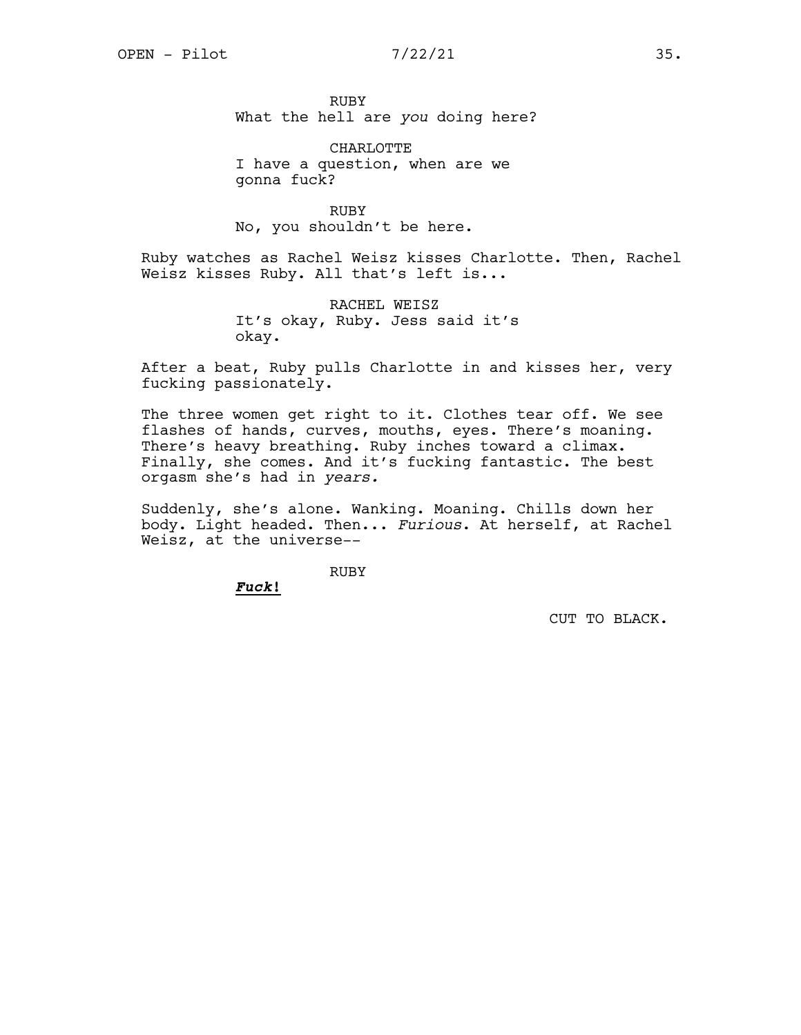RUBY
What the hell are *you* doing here?

CHARLOTTE
I have a question, when are we gonna fuck?

RUBY
No, you shouldn't be here.

Ruby watches as Rachel Weisz kisses Charlotte. Then, Rachel Weisz kisses Ruby. All that's left is...

RACHEL WEISZ
It's okay, Ruby. Jess said it's okay.

After a beat, Ruby pulls Charlotte in and kisses her, very fucking passionately.

The three women get right to it. Clothes tear off. We see flashes of hands, curves, mouths, eyes. There's moaning. There's heavy breathing. Ruby inches toward a climax. Finally, she comes. And it's fucking fantastic. The best orgasm she's had in *years.*

Suddenly, she's alone. Wanking. Moaning. Chills down her body. Light headed. Then... *Furious*. At herself, at Rachel Weisz, at the universe--

RUBY
***Fuck!***

CUT TO BLACK.